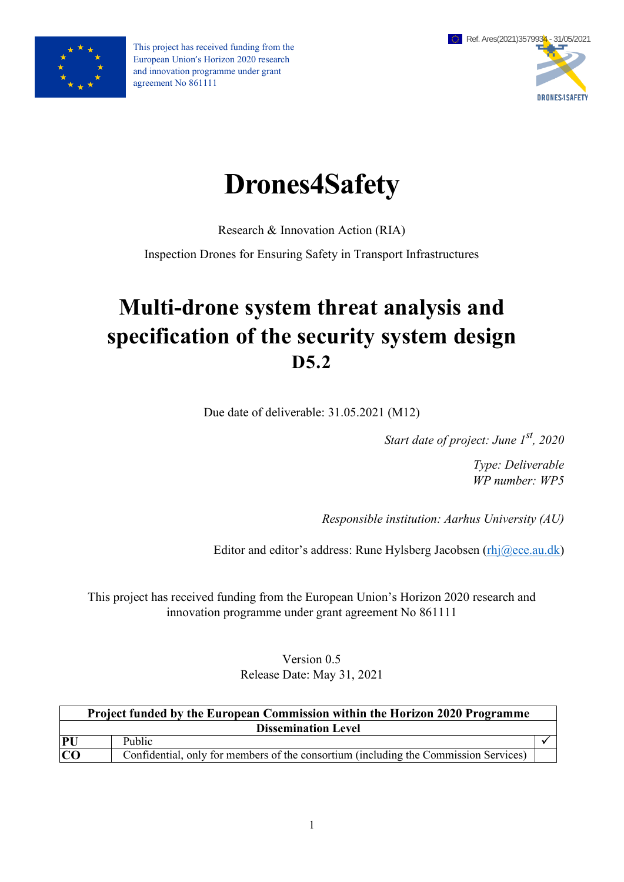This project has received funding from the European Union's Horizon 2020 research and innovation programme under grant agreement No 861111

Ref. Ares(2021)3579934 - 31/05/2021

DRONES4SAFETY

# Drones4Safety

Research & Innovation Action (RIA)

Inspection Drones for Ensuring Safety in Transport Infrastructures

# Multi-drone system threat analysis and specification of the security system design

## D5.2

Due date of deliverable: 31.05.2021 (M12)

*Start date of project: June 1st, 2020*

*Type: Deliverable*
*WP number: WP5*

*Responsible institution: Aarhus University (AU)*

Editor and editor's address: Rune Hylsberg Jacobsen (rhj@ece.au.dk)

This project has received funding from the European Union's Horizon 2020 research and innovation programme under grant agreement No 861111

Version 0.5
Release Date: May 31, 2021

| Project funded by the European Commission within the Horizon 2020 Programme | | |
|---|---|---|
| Dissemination Level | | |
| **PU** | Public | ✓ |
| **CO** | Confidential, only for members of the consortium (including the Commission Services) | |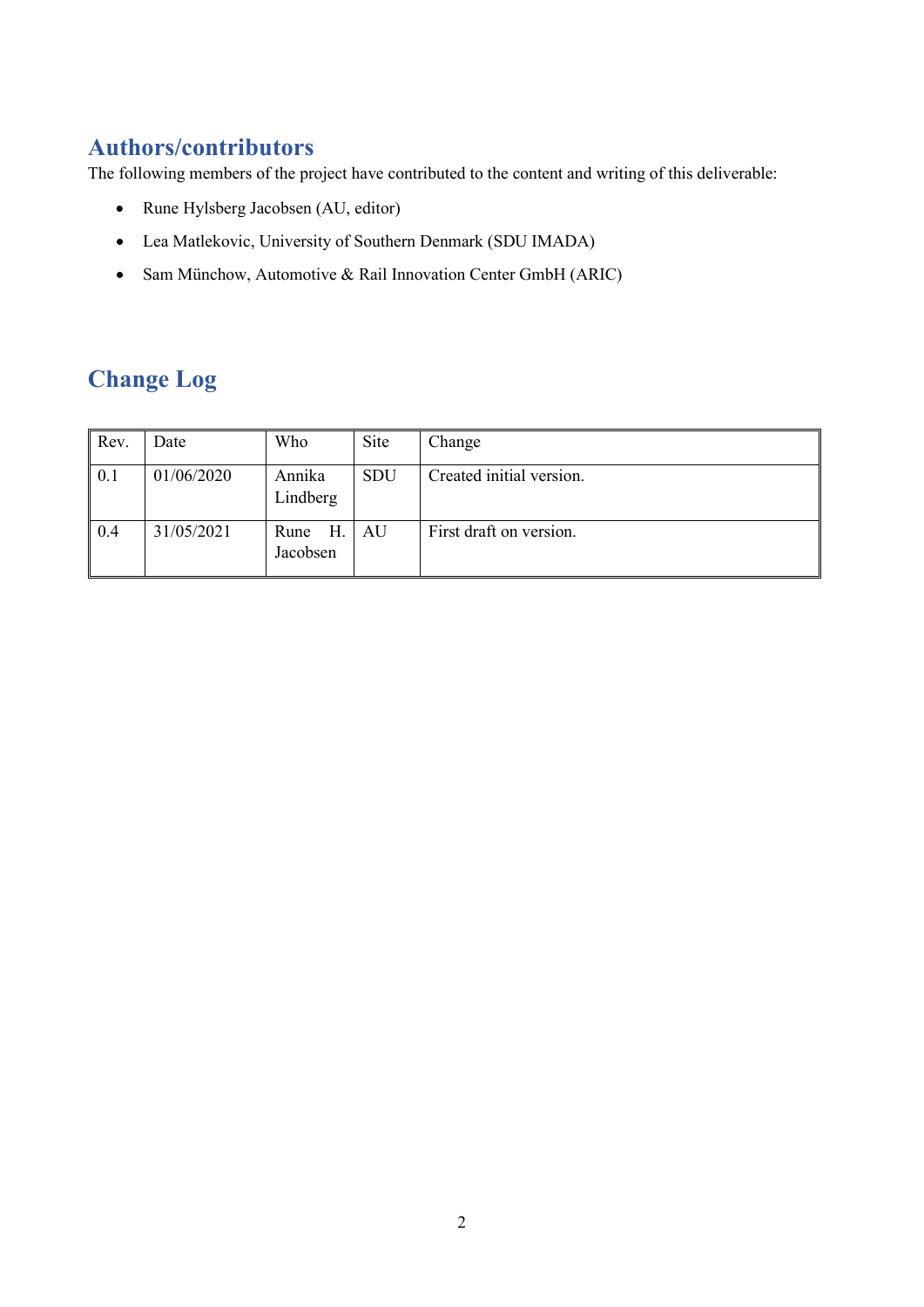## Authors/contributors

The following members of the project have contributed to the content and writing of this deliverable:

- Rune Hylsberg Jacobsen (AU, editor)
- Lea Matlekovic, University of Southern Denmark (SDU IMADA)
- Sam Münchow, Automotive & Rail Innovation Center GmbH (ARIC)

## Change Log

| Rev. | Date | Who | Site | Change |
|---|---|---|---|---|
| 0.1 | 01/06/2020 | Annika Lindberg | SDU | Created initial version. |
| 0.4 | 31/05/2021 | Rune H. Jacobsen | AU | First draft on version. |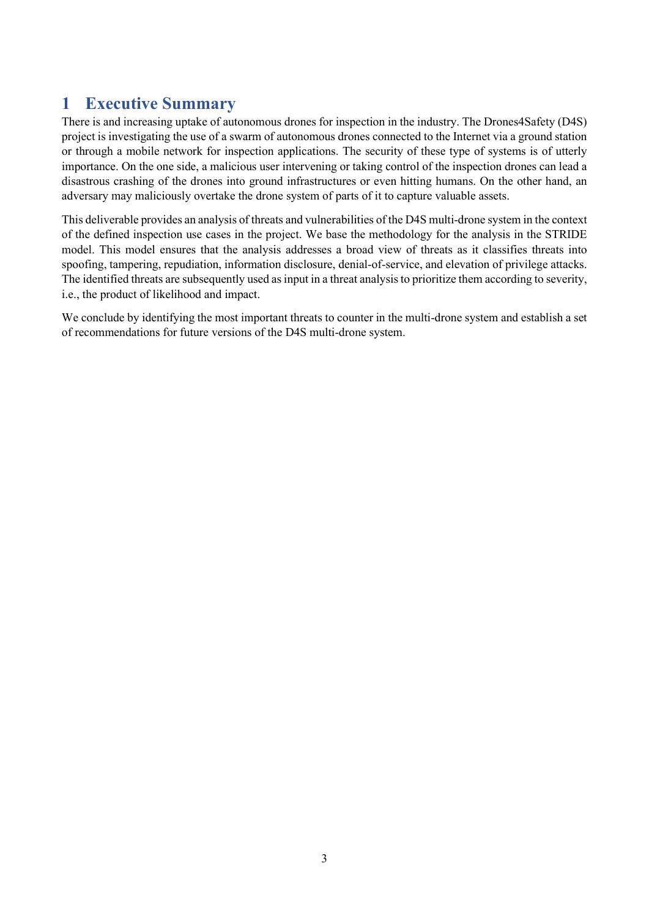# 1 Executive Summary

There is and increasing uptake of autonomous drones for inspection in the industry. The Drones4Safety (D4S) project is investigating the use of a swarm of autonomous drones connected to the Internet via a ground station or through a mobile network for inspection applications. The security of these type of systems is of utterly importance. On the one side, a malicious user intervening or taking control of the inspection drones can lead a disastrous crashing of the drones into ground infrastructures or even hitting humans. On the other hand, an adversary may maliciously overtake the drone system of parts of it to capture valuable assets.

This deliverable provides an analysis of threats and vulnerabilities of the D4S multi-drone system in the context of the defined inspection use cases in the project. We base the methodology for the analysis in the STRIDE model. This model ensures that the analysis addresses a broad view of threats as it classifies threats into spoofing, tampering, repudiation, information disclosure, denial-of-service, and elevation of privilege attacks. The identified threats are subsequently used as input in a threat analysis to prioritize them according to severity, i.e., the product of likelihood and impact.

We conclude by identifying the most important threats to counter in the multi-drone system and establish a set of recommendations for future versions of the D4S multi-drone system.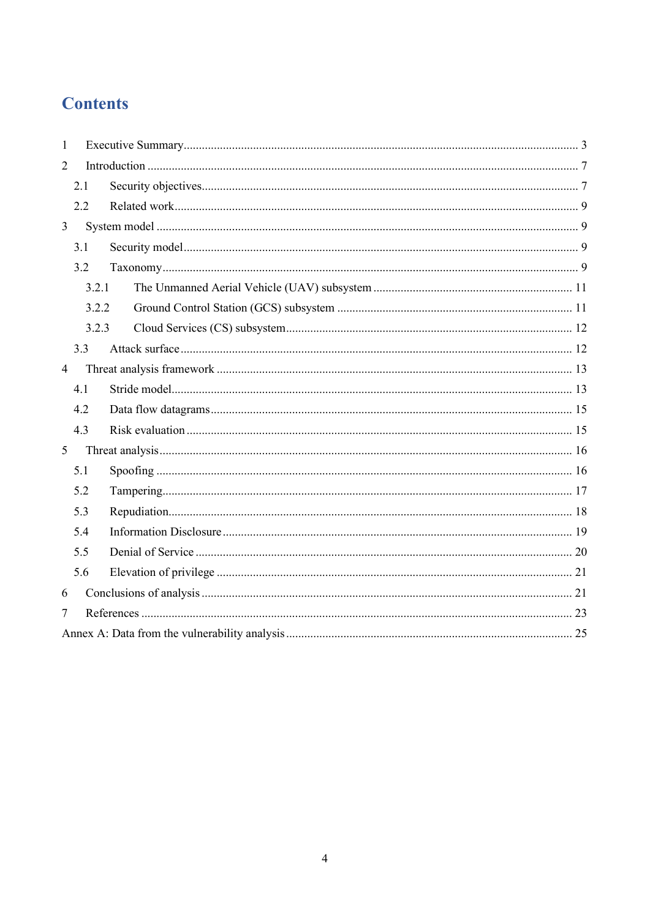# Contents

1 Executive Summary ..... 3
2 Introduction ..... 7
  2.1 Security objectives ..... 7
  2.2 Related work ..... 9
3 System model ..... 9
  3.1 Security model ..... 9
  3.2 Taxonomy ..... 9
    3.2.1 The Unmanned Aerial Vehicle (UAV) subsystem ..... 11
    3.2.2 Ground Control Station (GCS) subsystem ..... 11
    3.2.3 Cloud Services (CS) subsystem ..... 12
  3.3 Attack surface ..... 12
4 Threat analysis framework ..... 13
  4.1 Stride model ..... 13
  4.2 Data flow datagrams ..... 15
  4.3 Risk evaluation ..... 15
5 Threat analysis ..... 16
  5.1 Spoofing ..... 16
  5.2 Tampering ..... 17
  5.3 Repudiation ..... 18
  5.4 Information Disclosure ..... 19
  5.5 Denial of Service ..... 20
  5.6 Elevation of privilege ..... 21
6 Conclusions of analysis ..... 21
7 References ..... 23
Annex A: Data from the vulnerability analysis ..... 25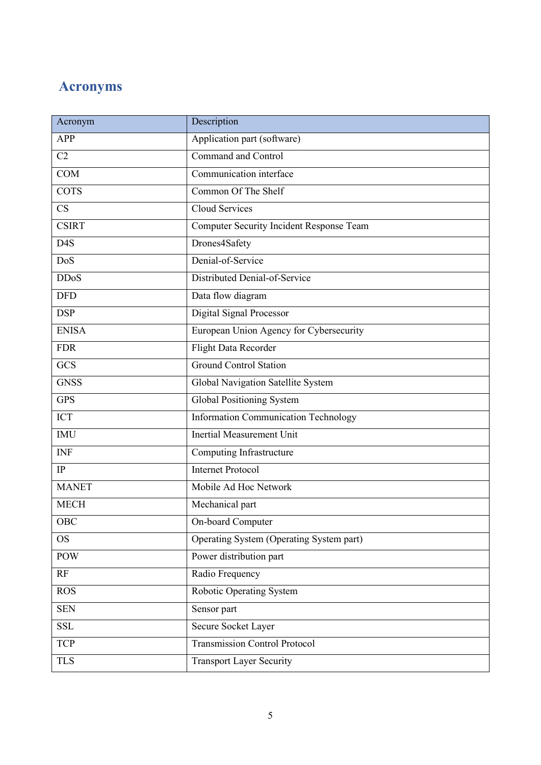# Acronyms

| Acronym | Description |
| --- | --- |
| APP | Application part (software) |
| C2 | Command and Control |
| COM | Communication interface |
| COTS | Common Of The Shelf |
| CS | Cloud Services |
| CSIRT | Computer Security Incident Response Team |
| D4S | Drones4Safety |
| DoS | Denial-of-Service |
| DDoS | Distributed Denial-of-Service |
| DFD | Data flow diagram |
| DSP | Digital Signal Processor |
| ENISA | European Union Agency for Cybersecurity |
| FDR | Flight Data Recorder |
| GCS | Ground Control Station |
| GNSS | Global Navigation Satellite System |
| GPS | Global Positioning System |
| ICT | Information Communication Technology |
| IMU | Inertial Measurement Unit |
| INF | Computing Infrastructure |
| IP | Internet Protocol |
| MANET | Mobile Ad Hoc Network |
| MECH | Mechanical part |
| OBC | On-board Computer |
| OS | Operating System (Operating System part) |
| POW | Power distribution part |
| RF | Radio Frequency |
| ROS | Robotic Operating System |
| SEN | Sensor part |
| SSL | Secure Socket Layer |
| TCP | Transmission Control Protocol |
| TLS | Transport Layer Security |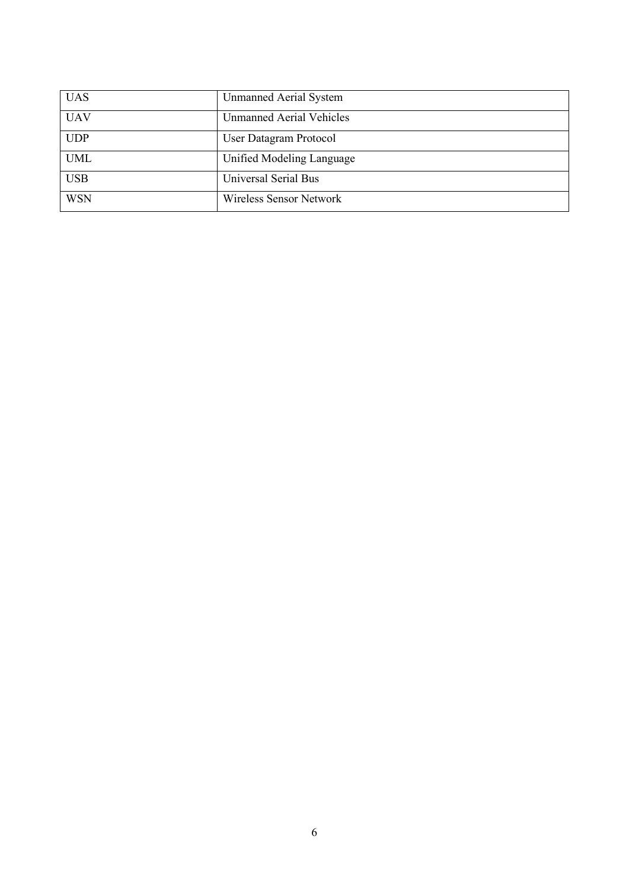| | |
|---|---|
| UAS | Unmanned Aerial System |
| UAV | Unmanned Aerial Vehicles |
| UDP | User Datagram Protocol |
| UML | Unified Modeling Language |
| USB | Universal Serial Bus |
| WSN | Wireless Sensor Network |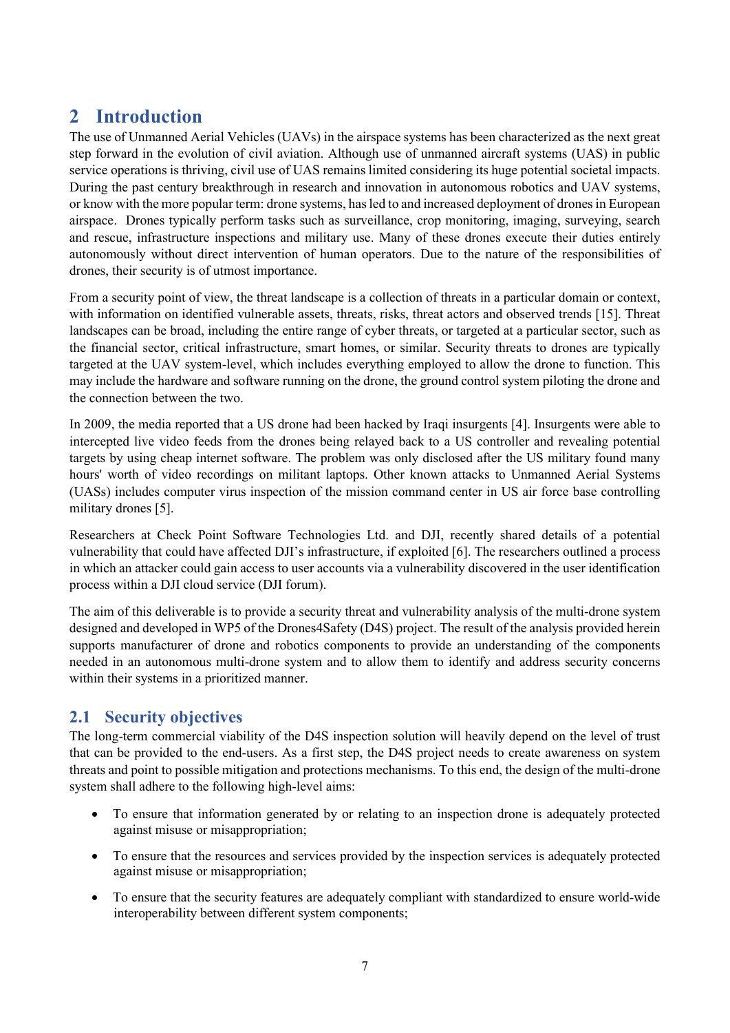# 2 Introduction

The use of Unmanned Aerial Vehicles (UAVs) in the airspace systems has been characterized as the next great step forward in the evolution of civil aviation. Although use of unmanned aircraft systems (UAS) in public service operations is thriving, civil use of UAS remains limited considering its huge potential societal impacts. During the past century breakthrough in research and innovation in autonomous robotics and UAV systems, or know with the more popular term: drone systems, has led to and increased deployment of drones in European airspace. Drones typically perform tasks such as surveillance, crop monitoring, imaging, surveying, search and rescue, infrastructure inspections and military use. Many of these drones execute their duties entirely autonomously without direct intervention of human operators. Due to the nature of the responsibilities of drones, their security is of utmost importance.

From a security point of view, the threat landscape is a collection of threats in a particular domain or context, with information on identified vulnerable assets, threats, risks, threat actors and observed trends [15]. Threat landscapes can be broad, including the entire range of cyber threats, or targeted at a particular sector, such as the financial sector, critical infrastructure, smart homes, or similar. Security threats to drones are typically targeted at the UAV system-level, which includes everything employed to allow the drone to function. This may include the hardware and software running on the drone, the ground control system piloting the drone and the connection between the two.

In 2009, the media reported that a US drone had been hacked by Iraqi insurgents [4]. Insurgents were able to intercepted live video feeds from the drones being relayed back to a US controller and revealing potential targets by using cheap internet software. The problem was only disclosed after the US military found many hours' worth of video recordings on militant laptops. Other known attacks to Unmanned Aerial Systems (UASs) includes computer virus inspection of the mission command center in US air force base controlling military drones [5].

Researchers at Check Point Software Technologies Ltd. and DJI, recently shared details of a potential vulnerability that could have affected DJI's infrastructure, if exploited [6]. The researchers outlined a process in which an attacker could gain access to user accounts via a vulnerability discovered in the user identification process within a DJI cloud service (DJI forum).

The aim of this deliverable is to provide a security threat and vulnerability analysis of the multi-drone system designed and developed in WP5 of the Drones4Safety (D4S) project. The result of the analysis provided herein supports manufacturer of drone and robotics components to provide an understanding of the components needed in an autonomous multi-drone system and to allow them to identify and address security concerns within their systems in a prioritized manner.

## 2.1 Security objectives

The long-term commercial viability of the D4S inspection solution will heavily depend on the level of trust that can be provided to the end-users. As a first step, the D4S project needs to create awareness on system threats and point to possible mitigation and protections mechanisms. To this end, the design of the multi-drone system shall adhere to the following high-level aims:

- To ensure that information generated by or relating to an inspection drone is adequately protected against misuse or misappropriation;
- To ensure that the resources and services provided by the inspection services is adequately protected against misuse or misappropriation;
- To ensure that the security features are adequately compliant with standardized to ensure world-wide interoperability between different system components;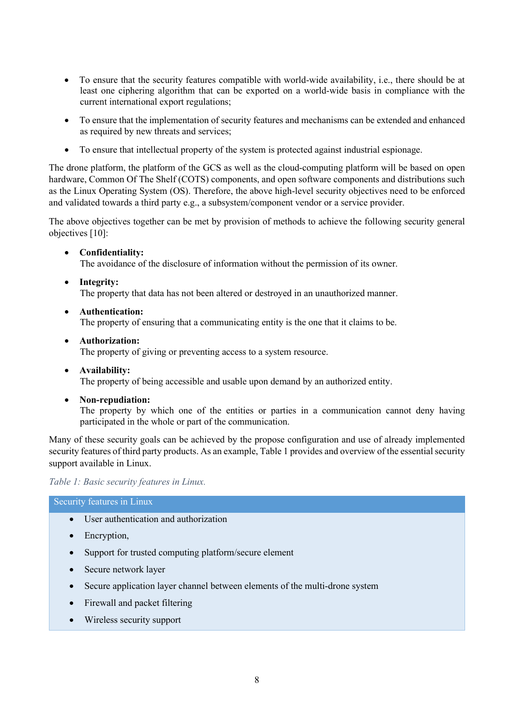- To ensure that the security features compatible with world-wide availability, i.e., there should be at least one ciphering algorithm that can be exported on a world-wide basis in compliance with the current international export regulations;
- To ensure that the implementation of security features and mechanisms can be extended and enhanced as required by new threats and services;
- To ensure that intellectual property of the system is protected against industrial espionage.

The drone platform, the platform of the GCS as well as the cloud-computing platform will be based on open hardware, Common Of The Shelf (COTS) components, and open software components and distributions such as the Linux Operating System (OS). Therefore, the above high-level security objectives need to be enforced and validated towards a third party e.g., a subsystem/component vendor or a service provider.

The above objectives together can be met by provision of methods to achieve the following security general objectives [10]:

- **Confidentiality:**
  The avoidance of the disclosure of information without the permission of its owner.
- **Integrity:**
  The property that data has not been altered or destroyed in an unauthorized manner.
- **Authentication:**
  The property of ensuring that a communicating entity is the one that it claims to be.
- **Authorization:**
  The property of giving or preventing access to a system resource.
- **Availability:**
  The property of being accessible and usable upon demand by an authorized entity.
- **Non-repudiation:**
  The property by which one of the entities or parties in a communication cannot deny having participated in the whole or part of the communication.

Many of these security goals can be achieved by the propose configuration and use of already implemented security features of third party products. As an example, Table 1 provides and overview of the essential security support available in Linux.

*Table 1: Basic security features in Linux.*

| Security features in Linux |
| --- |
| • User authentication and authorization |
| • Encryption, |
| • Support for trusted computing platform/secure element |
| • Secure network layer |
| • Secure application layer channel between elements of the multi-drone system |
| • Firewall and packet filtering |
| • Wireless security support |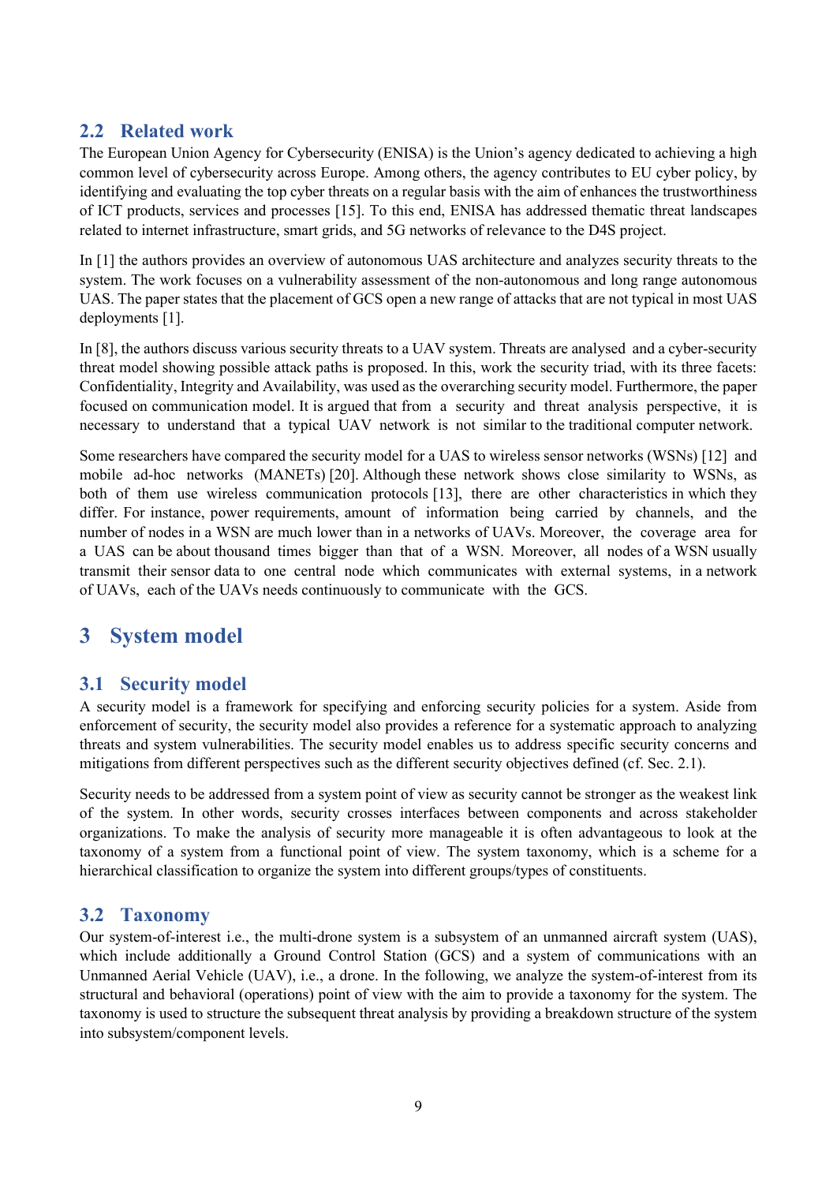## 2.2 Related work

The European Union Agency for Cybersecurity (ENISA) is the Union's agency dedicated to achieving a high common level of cybersecurity across Europe. Among others, the agency contributes to EU cyber policy, by identifying and evaluating the top cyber threats on a regular basis with the aim of enhances the trustworthiness of ICT products, services and processes [15]. To this end, ENISA has addressed thematic threat landscapes related to internet infrastructure, smart grids, and 5G networks of relevance to the D4S project.

In [1] the authors provides an overview of autonomous UAS architecture and analyzes security threats to the system. The work focuses on a vulnerability assessment of the non-autonomous and long range autonomous UAS. The paper states that the placement of GCS open a new range of attacks that are not typical in most UAS deployments [1].

In [8], the authors discuss various security threats to a UAV system. Threats are analysed and a cyber-security threat model showing possible attack paths is proposed. In this, work the security triad, with its three facets: Confidentiality, Integrity and Availability, was used as the overarching security model. Furthermore, the paper focused on communication model. It is argued that from a security and threat analysis perspective, it is necessary to understand that a typical UAV network is not similar to the traditional computer network.

Some researchers have compared the security model for a UAS to wireless sensor networks (WSNs) [12] and mobile ad-hoc networks (MANETs) [20]. Although these network shows close similarity to WSNs, as both of them use wireless communication protocols [13], there are other characteristics in which they differ. For instance, power requirements, amount of information being carried by channels, and the number of nodes in a WSN are much lower than in a networks of UAVs. Moreover, the coverage area for a UAS can be about thousand times bigger than that of a WSN. Moreover, all nodes of a WSN usually transmit their sensor data to one central node which communicates with external systems, in a network of UAVs, each of the UAVs needs continuously to communicate with the GCS.

# 3 System model

## 3.1 Security model

A security model is a framework for specifying and enforcing security policies for a system. Aside from enforcement of security, the security model also provides a reference for a systematic approach to analyzing threats and system vulnerabilities. The security model enables us to address specific security concerns and mitigations from different perspectives such as the different security objectives defined (cf. Sec. 2.1).

Security needs to be addressed from a system point of view as security cannot be stronger as the weakest link of the system. In other words, security crosses interfaces between components and across stakeholder organizations. To make the analysis of security more manageable it is often advantageous to look at the taxonomy of a system from a functional point of view. The system taxonomy, which is a scheme for a hierarchical classification to organize the system into different groups/types of constituents.

## 3.2 Taxonomy

Our system-of-interest i.e., the multi-drone system is a subsystem of an unmanned aircraft system (UAS), which include additionally a Ground Control Station (GCS) and a system of communications with an Unmanned Aerial Vehicle (UAV), i.e., a drone. In the following, we analyze the system-of-interest from its structural and behavioral (operations) point of view with the aim to provide a taxonomy for the system. The taxonomy is used to structure the subsequent threat analysis by providing a breakdown structure of the system into subsystem/component levels.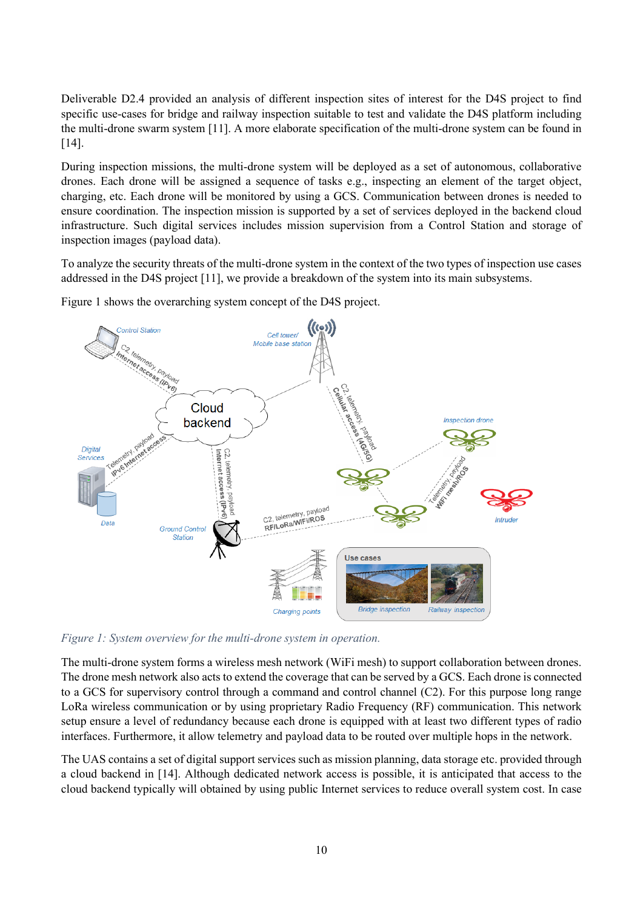Deliverable D2.4 provided an analysis of different inspection sites of interest for the D4S project to find specific use-cases for bridge and railway inspection suitable to test and validate the D4S platform including the multi-drone swarm system [11]. A more elaborate specification of the multi-drone system can be found in [14].

During inspection missions, the multi-drone system will be deployed as a set of autonomous, collaborative drones. Each drone will be assigned a sequence of tasks e.g., inspecting an element of the target object, charging, etc. Each drone will be monitored by using a GCS. Communication between drones is needed to ensure coordination. The inspection mission is supported by a set of services deployed in the backend cloud infrastructure. Such digital services includes mission supervision from a Control Station and storage of inspection images (payload data).

To analyze the security threats of the multi-drone system in the context of the two types of inspection use cases addressed in the D4S project [11], we provide a breakdown of the system into its main subsystems.

Figure 1 shows the overarching system concept of the D4S project.

*Figure 1: System overview for the multi-drone system in operation.*

The multi-drone system forms a wireless mesh network (WiFi mesh) to support collaboration between drones. The drone mesh network also acts to extend the coverage that can be served by a GCS. Each drone is connected to a GCS for supervisory control through a command and control channel (C2). For this purpose long range LoRa wireless communication or by using proprietary Radio Frequency (RF) communication. This network setup ensure a level of redundancy because each drone is equipped with at least two different types of radio interfaces. Furthermore, it allow telemetry and payload data to be routed over multiple hops in the network.

The UAS contains a set of digital support services such as mission planning, data storage etc. provided through a cloud backend in [14]. Although dedicated network access is possible, it is anticipated that access to the cloud backend typically will obtained by using public Internet services to reduce overall system cost. In case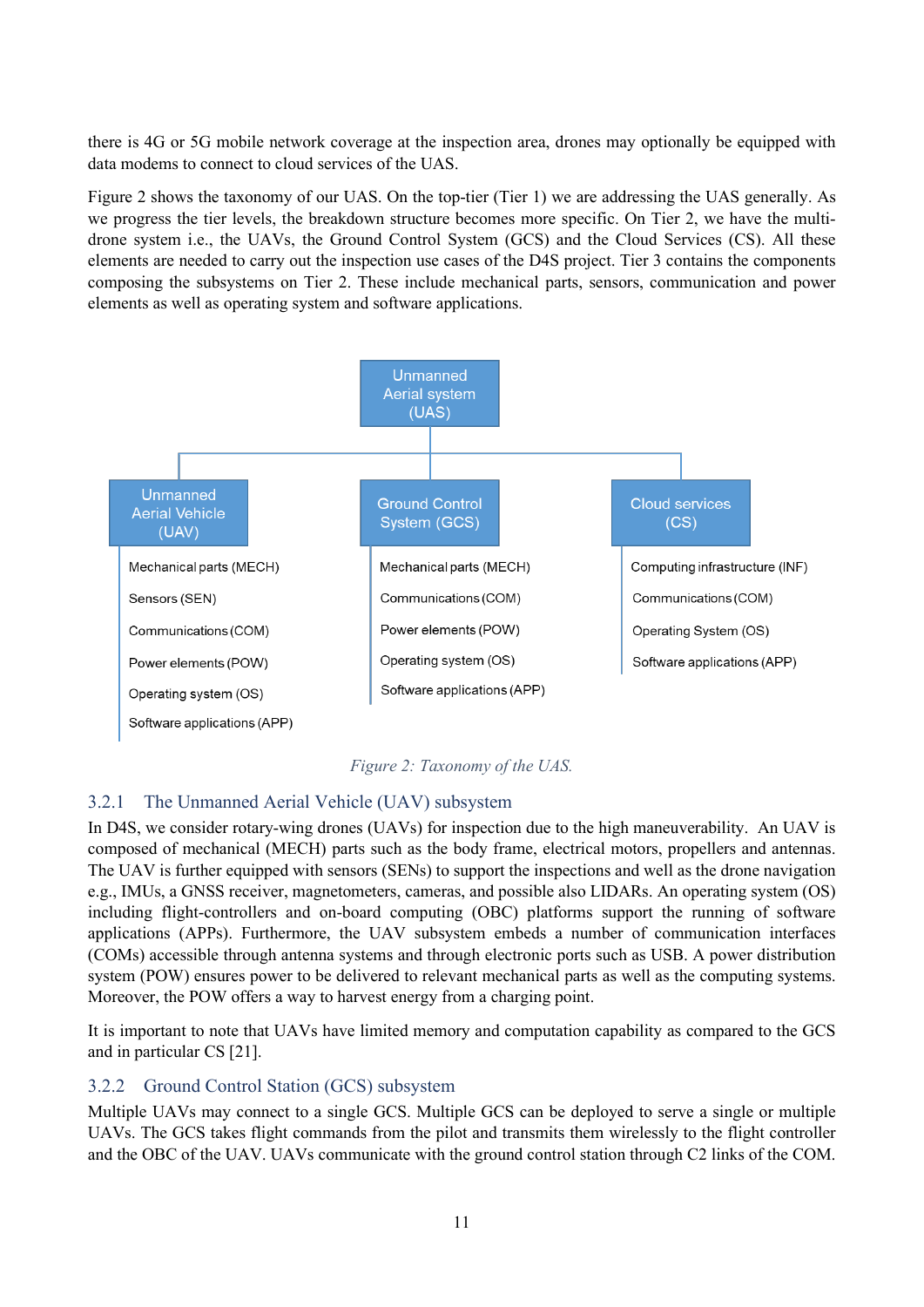there is 4G or 5G mobile network coverage at the inspection area, drones may optionally be equipped with data modems to connect to cloud services of the UAS.

Figure 2 shows the taxonomy of our UAS. On the top-tier (Tier 1) we are addressing the UAS generally. As we progress the tier levels, the breakdown structure becomes more specific. On Tier 2, we have the multi-drone system i.e., the UAVs, the Ground Control System (GCS) and the Cloud Services (CS). All these elements are needed to carry out the inspection use cases of the D4S project. Tier 3 contains the components composing the subsystems on Tier 2. These include mechanical parts, sensors, communication and power elements as well as operating system and software applications.

Unmanned Aerial system (UAS)

Unmanned Aerial Vehicle (UAV)
- Mechanical parts (MECH)
- Sensors (SEN)
- Communications (COM)
- Power elements (POW)
- Operating system (OS)
- Software applications (APP)

Ground Control System (GCS)
- Mechanical parts (MECH)
- Communications (COM)
- Power elements (POW)
- Operating system (OS)
- Software applications (APP)

Cloud services (CS)
- Computing infrastructure (INF)
- Communications (COM)
- Operating System (OS)
- Software applications (APP)

*Figure 2: Taxonomy of the UAS.*

### 3.2.1 The Unmanned Aerial Vehicle (UAV) subsystem

In D4S, we consider rotary-wing drones (UAVs) for inspection due to the high maneuverability. An UAV is composed of mechanical (MECH) parts such as the body frame, electrical motors, propellers and antennas. The UAV is further equipped with sensors (SENs) to support the inspections and well as the drone navigation e.g., IMUs, a GNSS receiver, magnetometers, cameras, and possible also LIDARs. An operating system (OS) including flight-controllers and on-board computing (OBC) platforms support the running of software applications (APPs). Furthermore, the UAV subsystem embeds a number of communication interfaces (COMs) accessible through antenna systems and through electronic ports such as USB. A power distribution system (POW) ensures power to be delivered to relevant mechanical parts as well as the computing systems. Moreover, the POW offers a way to harvest energy from a charging point.

It is important to note that UAVs have limited memory and computation capability as compared to the GCS and in particular CS [21].

### 3.2.2 Ground Control Station (GCS) subsystem

Multiple UAVs may connect to a single GCS. Multiple GCS can be deployed to serve a single or multiple UAVs. The GCS takes flight commands from the pilot and transmits them wirelessly to the flight controller and the OBC of the UAV. UAVs communicate with the ground control station through C2 links of the COM.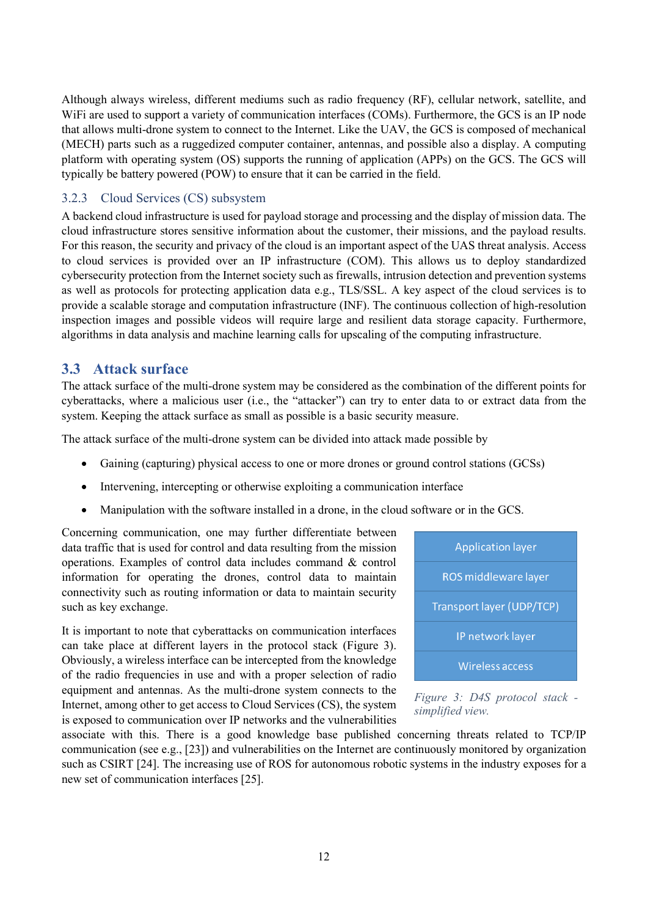Although always wireless, different mediums such as radio frequency (RF), cellular network, satellite, and WiFi are used to support a variety of communication interfaces (COMs). Furthermore, the GCS is an IP node that allows multi-drone system to connect to the Internet. Like the UAV, the GCS is composed of mechanical (MECH) parts such as a ruggedized computer container, antennas, and possible also a display. A computing platform with operating system (OS) supports the running of application (APPs) on the GCS. The GCS will typically be battery powered (POW) to ensure that it can be carried in the field.

### 3.2.3 Cloud Services (CS) subsystem

A backend cloud infrastructure is used for payload storage and processing and the display of mission data. The cloud infrastructure stores sensitive information about the customer, their missions, and the payload results. For this reason, the security and privacy of the cloud is an important aspect of the UAS threat analysis. Access to cloud services is provided over an IP infrastructure (COM). This allows us to deploy standardized cybersecurity protection from the Internet society such as firewalls, intrusion detection and prevention systems as well as protocols for protecting application data e.g., TLS/SSL. A key aspect of the cloud services is to provide a scalable storage and computation infrastructure (INF). The continuous collection of high-resolution inspection images and possible videos will require large and resilient data storage capacity. Furthermore, algorithms in data analysis and machine learning calls for upscaling of the computing infrastructure.

## 3.3 Attack surface

The attack surface of the multi-drone system may be considered as the combination of the different points for cyberattacks, where a malicious user (i.e., the "attacker") can try to enter data to or extract data from the system. Keeping the attack surface as small as possible is a basic security measure.

The attack surface of the multi-drone system can be divided into attack made possible by

- Gaining (capturing) physical access to one or more drones or ground control stations (GCSs)
- Intervening, intercepting or otherwise exploiting a communication interface
- Manipulation with the software installed in a drone, in the cloud software or in the GCS.

Concerning communication, one may further differentiate between data traffic that is used for control and data resulting from the mission operations. Examples of control data includes command & control information for operating the drones, control data to maintain connectivity such as routing information or data to maintain security such as key exchange.

It is important to note that cyberattacks on communication interfaces can take place at different layers in the protocol stack (Figure 3). Obviously, a wireless interface can be intercepted from the knowledge of the radio frequencies in use and with a proper selection of radio equipment and antennas. As the multi-drone system connects to the Internet, among other to get access to Cloud Services (CS), the system is exposed to communication over IP networks and the vulnerabilities associate with this. There is a good knowledge base published concerning threats related to TCP/IP communication (see e.g., [23]) and vulnerabilities on the Internet are continuously monitored by organization such as CSIRT [24]. The increasing use of ROS for autonomous robotic systems in the industry exposes for a new set of communication interfaces [25].

| Application layer |
|---|
| ROS middleware layer |
| Transport layer (UDP/TCP) |
| IP network layer |
| Wireless access |

*Figure 3: D4S protocol stack - simplified view.*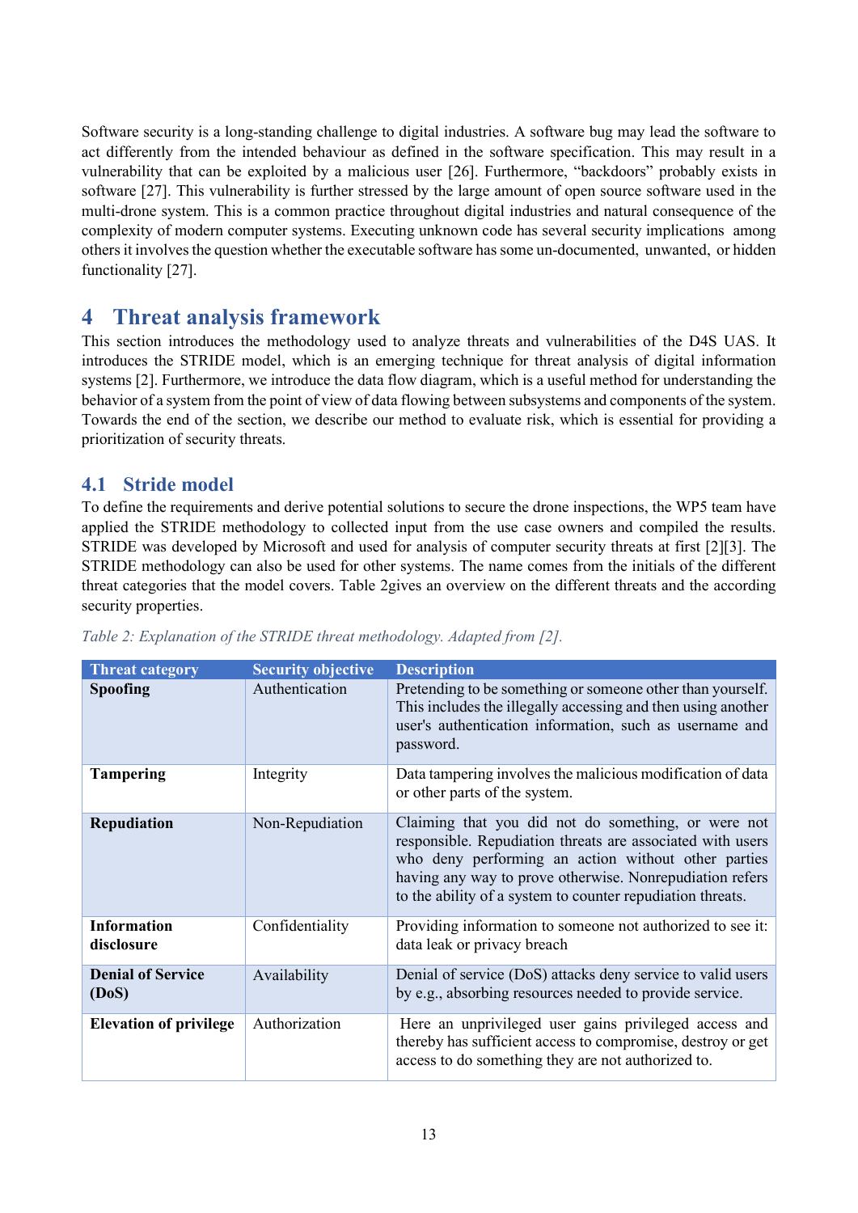Software security is a long-standing challenge to digital industries. A software bug may lead the software to act differently from the intended behaviour as defined in the software specification. This may result in a vulnerability that can be exploited by a malicious user [26]. Furthermore, "backdoors" probably exists in software [27]. This vulnerability is further stressed by the large amount of open source software used in the multi-drone system. This is a common practice throughout digital industries and natural consequence of the complexity of modern computer systems. Executing unknown code has several security implications among others it involves the question whether the executable software has some un-documented, unwanted, or hidden functionality [27].

# 4 Threat analysis framework

This section introduces the methodology used to analyze threats and vulnerabilities of the D4S UAS. It introduces the STRIDE model, which is an emerging technique for threat analysis of digital information systems [2]. Furthermore, we introduce the data flow diagram, which is a useful method for understanding the behavior of a system from the point of view of data flowing between subsystems and components of the system. Towards the end of the section, we describe our method to evaluate risk, which is essential for providing a prioritization of security threats.

## 4.1 Stride model

To define the requirements and derive potential solutions to secure the drone inspections, the WP5 team have applied the STRIDE methodology to collected input from the use case owners and compiled the results. STRIDE was developed by Microsoft and used for analysis of computer security threats at first [2][3]. The STRIDE methodology can also be used for other systems. The name comes from the initials of the different threat categories that the model covers. Table 2gives an overview on the different threats and the according security properties.

*Table 2: Explanation of the STRIDE threat methodology. Adapted from [2].*

| Threat category | Security objective | Description |
|---|---|---|
| **Spoofing** | Authentication | Pretending to be something or someone other than yourself. This includes the illegally accessing and then using another user's authentication information, such as username and password. |
| **Tampering** | Integrity | Data tampering involves the malicious modification of data or other parts of the system. |
| **Repudiation** | Non-Repudiation | Claiming that you did not do something, or were not responsible. Repudiation threats are associated with users who deny performing an action without other parties having any way to prove otherwise. Nonrepudiation refers to the ability of a system to counter repudiation threats. |
| **Information disclosure** | Confidentiality | Providing information to someone not authorized to see it: data leak or privacy breach |
| **Denial of Service (DoS)** | Availability | Denial of service (DoS) attacks deny service to valid users by e.g., absorbing resources needed to provide service. |
| **Elevation of privilege** | Authorization | Here an unprivileged user gains privileged access and thereby has sufficient access to compromise, destroy or get access to do something they are not authorized to. |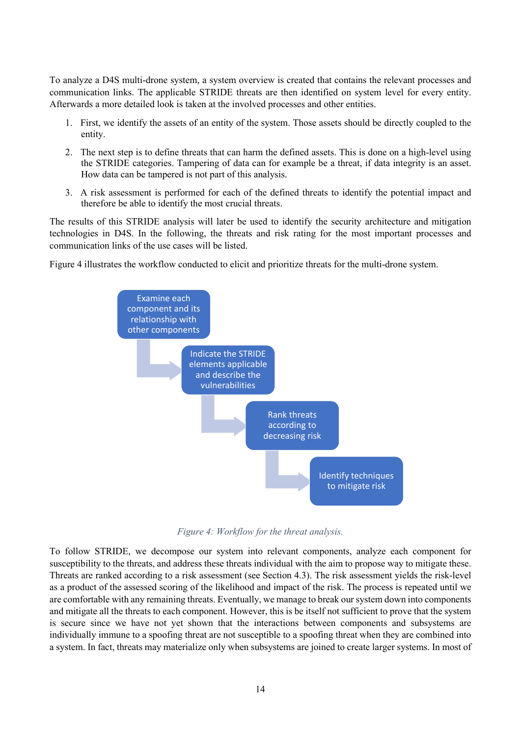To analyze a D4S multi-drone system, a system overview is created that contains the relevant processes and communication links. The applicable STRIDE threats are then identified on system level for every entity. Afterwards a more detailed look is taken at the involved processes and other entities.

1. First, we identify the assets of an entity of the system. Those assets should be directly coupled to the entity.
2. The next step is to define threats that can harm the defined assets. This is done on a high-level using the STRIDE categories. Tampering of data can for example be a threat, if data integrity is an asset. How data can be tampered is not part of this analysis.
3. A risk assessment is performed for each of the defined threats to identify the potential impact and therefore be able to identify the most crucial threats.

The results of this STRIDE analysis will later be used to identify the security architecture and mitigation technologies in D4S. In the following, the threats and risk rating for the most important processes and communication links of the use cases will be listed.

Figure 4 illustrates the workflow conducted to elicit and prioritize threats for the multi-drone system.

Examine each component and its relationship with other components → Indicate the STRIDE elements applicable and describe the vulnerabilities → Rank threats according to decreasing risk → Identify techniques to mitigate risk

*Figure 4: Workflow for the threat analysis.*

To follow STRIDE, we decompose our system into relevant components, analyze each component for susceptibility to the threats, and address these threats individual with the aim to propose way to mitigate these. Threats are ranked according to a risk assessment (see Section 4.3). The risk assessment yields the risk-level as a product of the assessed scoring of the likelihood and impact of the risk. The process is repeated until we are comfortable with any remaining threats. Eventually, we manage to break our system down into components and mitigate all the threats to each component. However, this is be itself not sufficient to prove that the system is secure since we have not yet shown that the interactions between components and subsystems are individually immune to a spoofing threat are not susceptible to a spoofing threat when they are combined into a system. In fact, threats may materialize only when subsystems are joined to create larger systems. In most of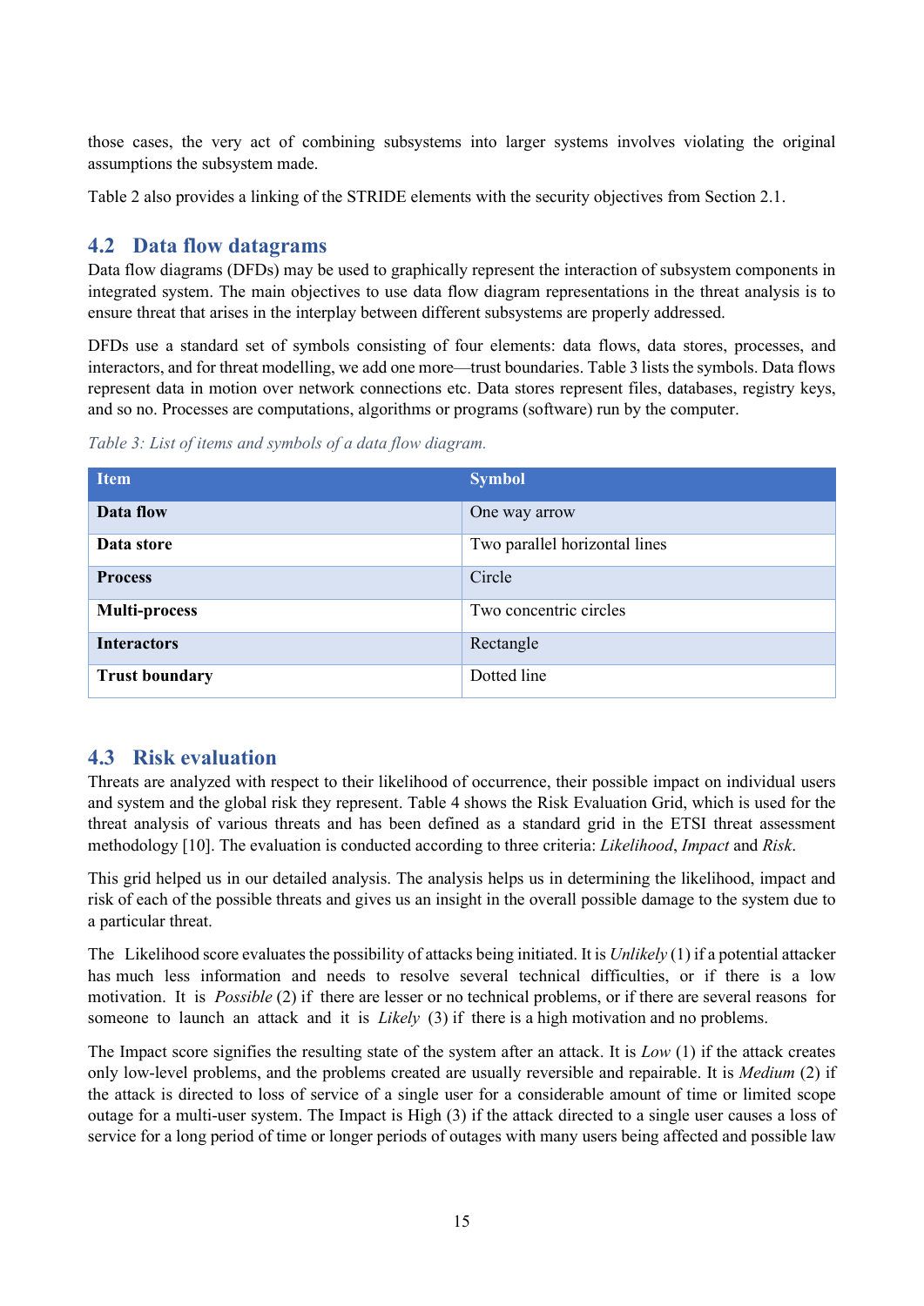those cases, the very act of combining subsystems into larger systems involves violating the original assumptions the subsystem made.

Table 2 also provides a linking of the STRIDE elements with the security objectives from Section 2.1.

## 4.2 Data flow datagrams

Data flow diagrams (DFDs) may be used to graphically represent the interaction of subsystem components in integrated system. The main objectives to use data flow diagram representations in the threat analysis is to ensure threat that arises in the interplay between different subsystems are properly addressed.

DFDs use a standard set of symbols consisting of four elements: data flows, data stores, processes, and interactors, and for threat modelling, we add one more—trust boundaries. Table 3 lists the symbols. Data flows represent data in motion over network connections etc. Data stores represent files, databases, registry keys, and so no. Processes are computations, algorithms or programs (software) run by the computer.

*Table 3: List of items and symbols of a data flow diagram.*

| Item | Symbol |
|---|---|
| **Data flow** | One way arrow |
| **Data store** | Two parallel horizontal lines |
| **Process** | Circle |
| **Multi-process** | Two concentric circles |
| **Interactors** | Rectangle |
| **Trust boundary** | Dotted line |

## 4.3 Risk evaluation

Threats are analyzed with respect to their likelihood of occurrence, their possible impact on individual users and system and the global risk they represent. Table 4 shows the Risk Evaluation Grid, which is used for the threat analysis of various threats and has been defined as a standard grid in the ETSI threat assessment methodology [10]. The evaluation is conducted according to three criteria: *Likelihood*, *Impact* and *Risk*.

This grid helped us in our detailed analysis. The analysis helps us in determining the likelihood, impact and risk of each of the possible threats and gives us an insight in the overall possible damage to the system due to a particular threat.

The Likelihood score evaluates the possibility of attacks being initiated. It is *Unlikely* (1) if a potential attacker has much less information and needs to resolve several technical difficulties, or if there is a low motivation. It is *Possible* (2) if there are lesser or no technical problems, or if there are several reasons for someone to launch an attack and it is *Likely* (3) if there is a high motivation and no problems.

The Impact score signifies the resulting state of the system after an attack. It is *Low* (1) if the attack creates only low-level problems, and the problems created are usually reversible and repairable. It is *Medium* (2) if the attack is directed to loss of service of a single user for a considerable amount of time or limited scope outage for a multi-user system. The Impact is High (3) if the attack directed to a single user causes a loss of service for a long period of time or longer periods of outages with many users being affected and possible law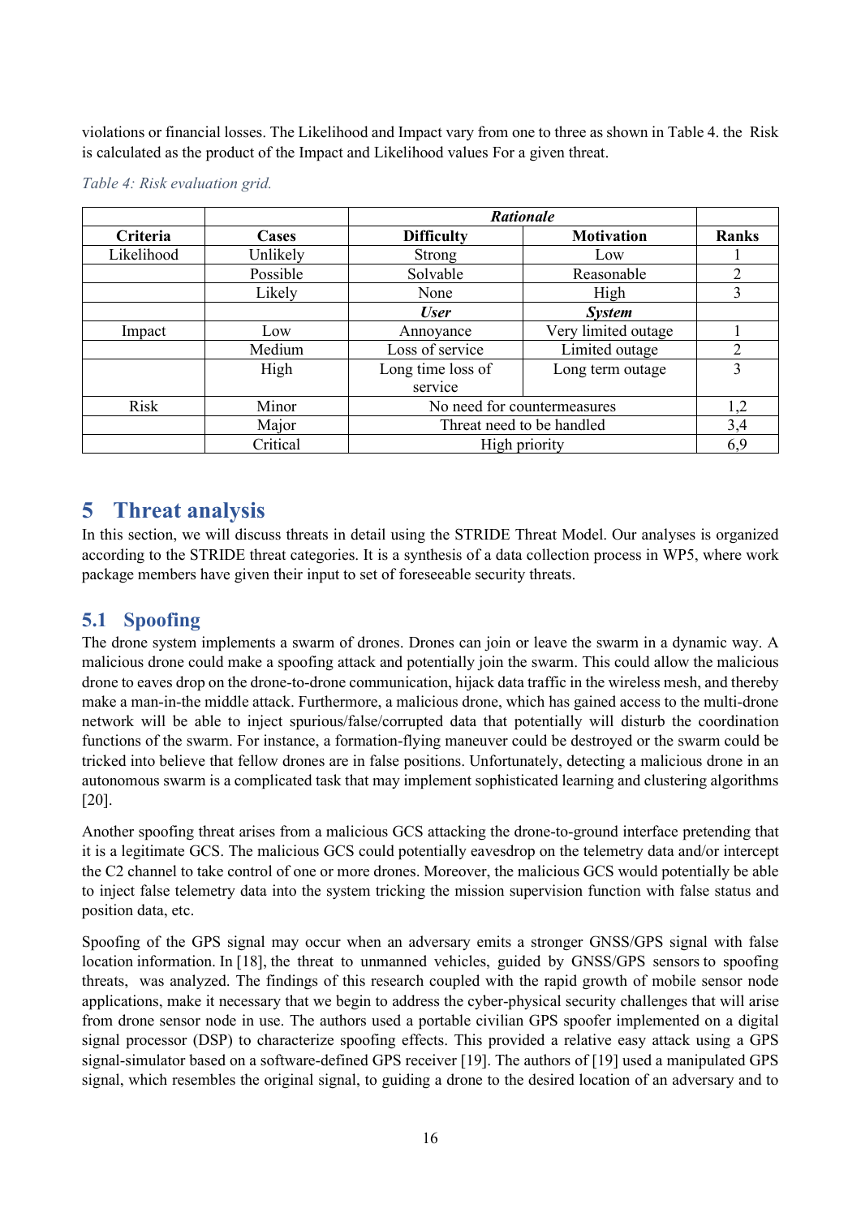violations or financial losses. The Likelihood and Impact vary from one to three as shown in Table 4. the Risk is calculated as the product of the Impact and Likelihood values For a given threat.

*Table 4: Risk evaluation grid.*

| | | ***Rationale*** | | |
|---|---|---|---|---|
| **Criteria** | **Cases** | **Difficulty** | **Motivation** | **Ranks** |
| Likelihood | Unlikely | Strong | Low | 1 |
| | Possible | Solvable | Reasonable | 2 |
| | Likely | None | High | 3 |
| | | ***User*** | ***System*** | |
| Impact | Low | Annoyance | Very limited outage | 1 |
| | Medium | Loss of service | Limited outage | 2 |
| | High | Long time loss of service | Long term outage | 3 |
| Risk | Minor | No need for countermeasures | | 1,2 |
| | Major | Threat need to be handled | | 3,4 |
| | Critical | High priority | | 6,9 |

# 5 Threat analysis

In this section, we will discuss threats in detail using the STRIDE Threat Model. Our analyses is organized according to the STRIDE threat categories. It is a synthesis of a data collection process in WP5, where work package members have given their input to set of foreseeable security threats.

## 5.1 Spoofing

The drone system implements a swarm of drones. Drones can join or leave the swarm in a dynamic way. A malicious drone could make a spoofing attack and potentially join the swarm. This could allow the malicious drone to eaves drop on the drone-to-drone communication, hijack data traffic in the wireless mesh, and thereby make a man-in the-middle attack. Furthermore, a malicious drone, which has gained access to the multi-drone network will be able to inject spurious/false/corrupted data that potentially will disturb the coordination functions of the swarm. For instance, a formation-flying maneuver could be destroyed or the swarm could be tricked into believe that fellow drones are in false positions. Unfortunately, detecting a malicious drone in an autonomous swarm is a complicated task that may implement sophisticated learning and clustering algorithms [20].

Another spoofing threat arises from a malicious GCS attacking the drone-to-ground interface pretending that it is a legitimate GCS. The malicious GCS could potentially eavesdrop on the telemetry data and/or intercept the C2 channel to take control of one or more drones. Moreover, the malicious GCS would potentially be able to inject false telemetry data into the system tricking the mission supervision function with false status and position data, etc.

Spoofing of the GPS signal may occur when an adversary emits a stronger GNSS/GPS signal with false location information. In [18], the threat to unmanned vehicles, guided by GNSS/GPS sensors to spoofing threats, was analyzed. The findings of this research coupled with the rapid growth of mobile sensor node applications, make it necessary that we begin to address the cyber-physical security challenges that will arise from drone sensor node in use. The authors used a portable civilian GPS spoofer implemented on a digital signal processor (DSP) to characterize spoofing effects. This provided a relative easy attack using a GPS signal-simulator based on a software-defined GPS receiver [19]. The authors of [19] used a manipulated GPS signal, which resembles the original signal, to guiding a drone to the desired location of an adversary and to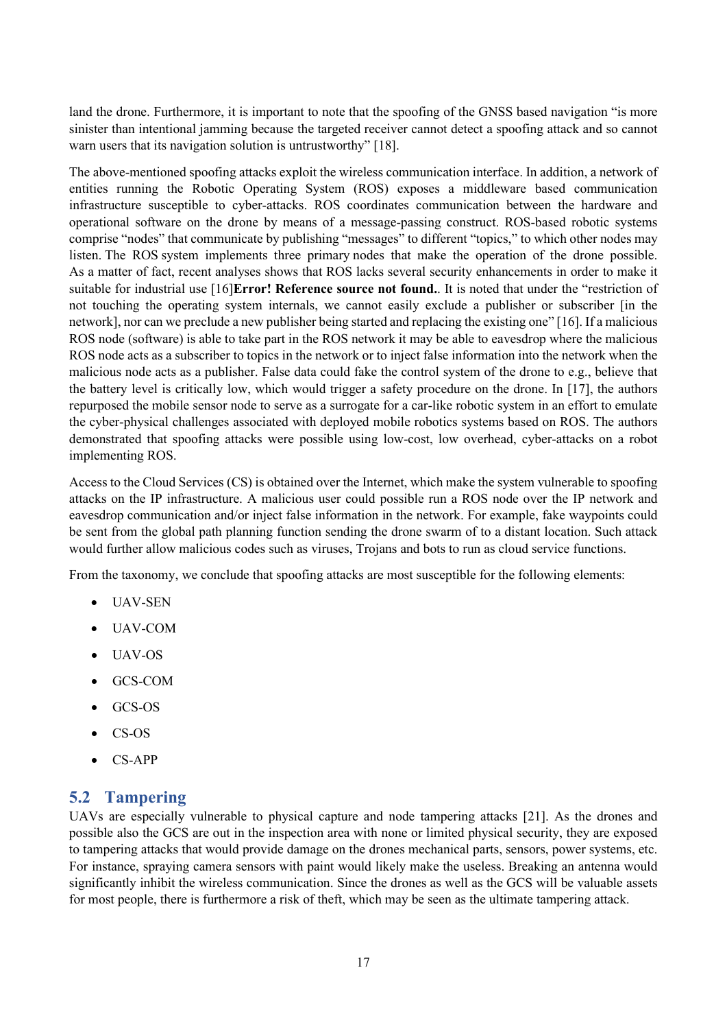land the drone. Furthermore, it is important to note that the spoofing of the GNSS based navigation "is more sinister than intentional jamming because the targeted receiver cannot detect a spoofing attack and so cannot warn users that its navigation solution is untrustworthy" [18].

The above-mentioned spoofing attacks exploit the wireless communication interface. In addition, a network of entities running the Robotic Operating System (ROS) exposes a middleware based communication infrastructure susceptible to cyber-attacks. ROS coordinates communication between the hardware and operational software on the drone by means of a message-passing construct. ROS-based robotic systems comprise "nodes" that communicate by publishing "messages" to different "topics," to which other nodes may listen. The ROS system implements three primary nodes that make the operation of the drone possible. As a matter of fact, recent analyses shows that ROS lacks several security enhancements in order to make it suitable for industrial use [16]**Error! Reference source not found.**. It is noted that under the "restriction of not touching the operating system internals, we cannot easily exclude a publisher or subscriber [in the network], nor can we preclude a new publisher being started and replacing the existing one" [16]. If a malicious ROS node (software) is able to take part in the ROS network it may be able to eavesdrop where the malicious ROS node acts as a subscriber to topics in the network or to inject false information into the network when the malicious node acts as a publisher. False data could fake the control system of the drone to e.g., believe that the battery level is critically low, which would trigger a safety procedure on the drone. In [17], the authors repurposed the mobile sensor node to serve as a surrogate for a car-like robotic system in an effort to emulate the cyber-physical challenges associated with deployed mobile robotics systems based on ROS. The authors demonstrated that spoofing attacks were possible using low-cost, low overhead, cyber-attacks on a robot implementing ROS.

Access to the Cloud Services (CS) is obtained over the Internet, which make the system vulnerable to spoofing attacks on the IP infrastructure. A malicious user could possible run a ROS node over the IP network and eavesdrop communication and/or inject false information in the network. For example, fake waypoints could be sent from the global path planning function sending the drone swarm of to a distant location. Such attack would further allow malicious codes such as viruses, Trojans and bots to run as cloud service functions.

From the taxonomy, we conclude that spoofing attacks are most susceptible for the following elements:

- UAV-SEN
- UAV-COM
- UAV-OS
- GCS-COM
- GCS-OS
- CS-OS
- CS-APP

## 5.2 Tampering

UAVs are especially vulnerable to physical capture and node tampering attacks [21]. As the drones and possible also the GCS are out in the inspection area with none or limited physical security, they are exposed to tampering attacks that would provide damage on the drones mechanical parts, sensors, power systems, etc. For instance, spraying camera sensors with paint would likely make the useless. Breaking an antenna would significantly inhibit the wireless communication. Since the drones as well as the GCS will be valuable assets for most people, there is furthermore a risk of theft, which may be seen as the ultimate tampering attack.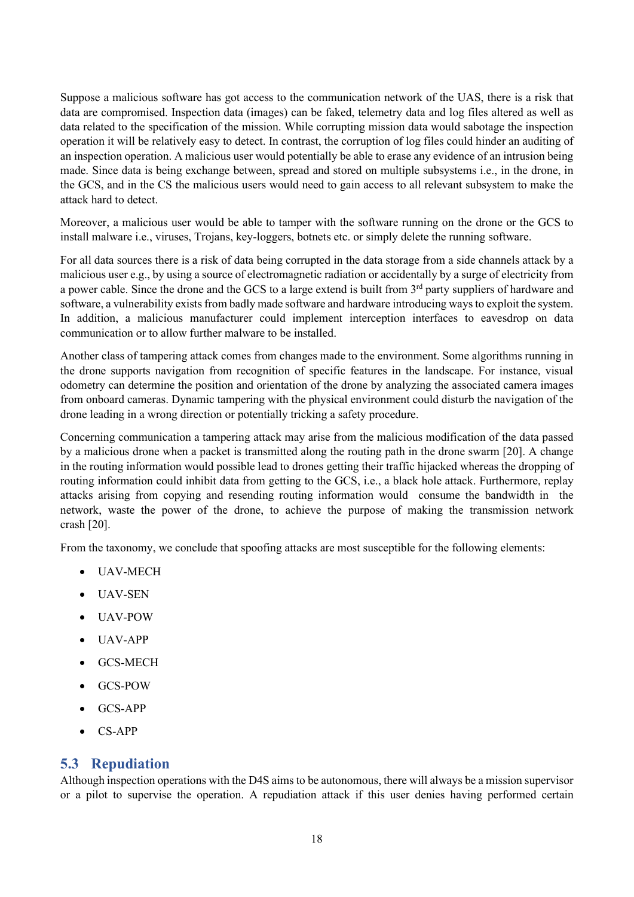Suppose a malicious software has got access to the communication network of the UAS, there is a risk that data are compromised. Inspection data (images) can be faked, telemetry data and log files altered as well as data related to the specification of the mission. While corrupting mission data would sabotage the inspection operation it will be relatively easy to detect. In contrast, the corruption of log files could hinder an auditing of an inspection operation. A malicious user would potentially be able to erase any evidence of an intrusion being made. Since data is being exchange between, spread and stored on multiple subsystems i.e., in the drone, in the GCS, and in the CS the malicious users would need to gain access to all relevant subsystem to make the attack hard to detect.

Moreover, a malicious user would be able to tamper with the software running on the drone or the GCS to install malware i.e., viruses, Trojans, key-loggers, botnets etc. or simply delete the running software.

For all data sources there is a risk of data being corrupted in the data storage from a side channels attack by a malicious user e.g., by using a source of electromagnetic radiation or accidentally by a surge of electricity from a power cable. Since the drone and the GCS to a large extend is built from 3rd party suppliers of hardware and software, a vulnerability exists from badly made software and hardware introducing ways to exploit the system. In addition, a malicious manufacturer could implement interception interfaces to eavesdrop on data communication or to allow further malware to be installed.

Another class of tampering attack comes from changes made to the environment. Some algorithms running in the drone supports navigation from recognition of specific features in the landscape. For instance, visual odometry can determine the position and orientation of the drone by analyzing the associated camera images from onboard cameras. Dynamic tampering with the physical environment could disturb the navigation of the drone leading in a wrong direction or potentially tricking a safety procedure.

Concerning communication a tampering attack may arise from the malicious modification of the data passed by a malicious drone when a packet is transmitted along the routing path in the drone swarm [20]. A change in the routing information would possible lead to drones getting their traffic hijacked whereas the dropping of routing information could inhibit data from getting to the GCS, i.e., a black hole attack. Furthermore, replay attacks arising from copying and resending routing information would consume the bandwidth in the network, waste the power of the drone, to achieve the purpose of making the transmission network crash [20].

From the taxonomy, we conclude that spoofing attacks are most susceptible for the following elements:

- UAV-MECH
- UAV-SEN
- UAV-POW
- UAV-APP
- GCS-MECH
- GCS-POW
- GCS-APP
- CS-APP

## 5.3 Repudiation

Although inspection operations with the D4S aims to be autonomous, there will always be a mission supervisor or a pilot to supervise the operation. A repudiation attack if this user denies having performed certain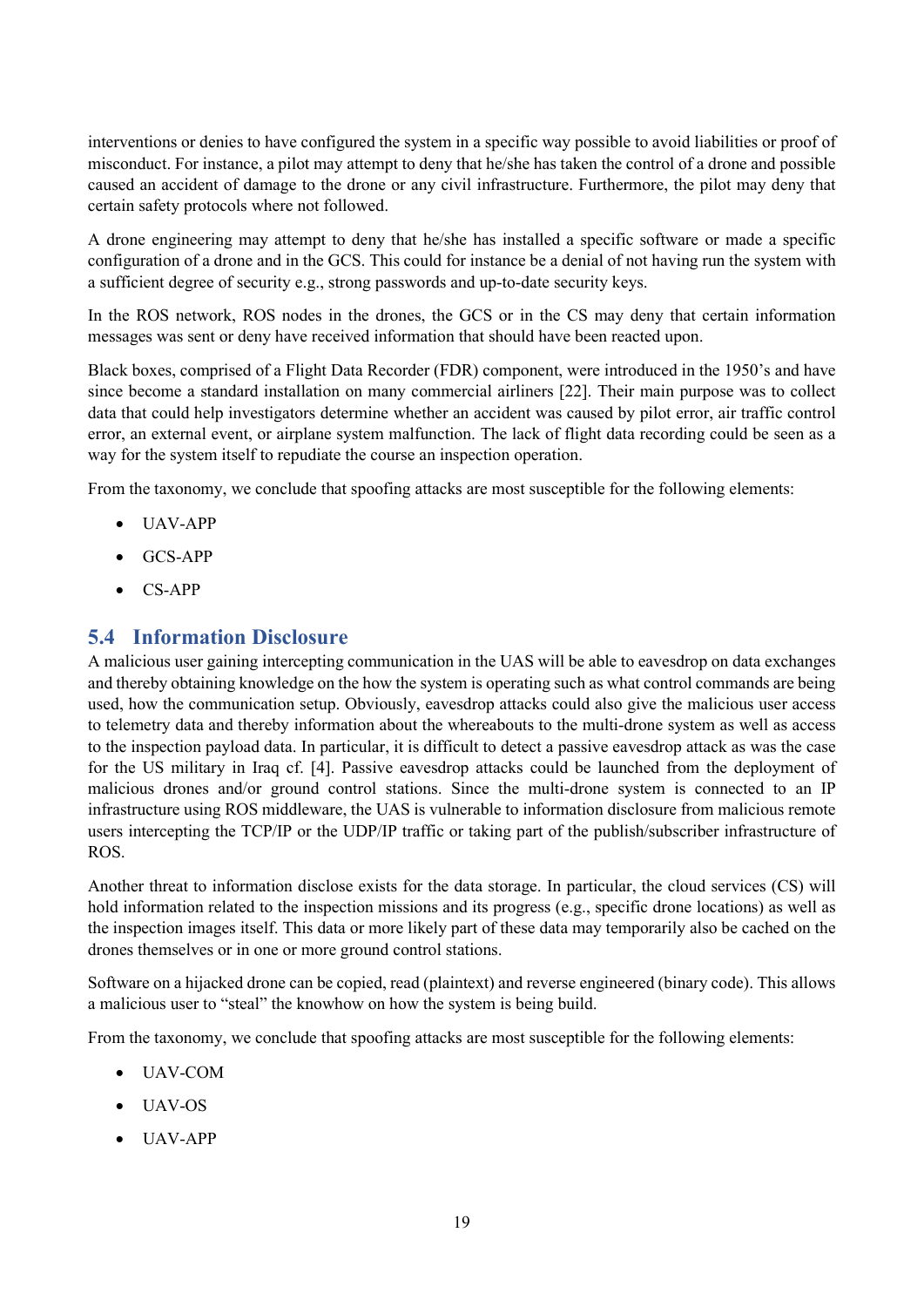interventions or denies to have configured the system in a specific way possible to avoid liabilities or proof of misconduct. For instance, a pilot may attempt to deny that he/she has taken the control of a drone and possible caused an accident of damage to the drone or any civil infrastructure. Furthermore, the pilot may deny that certain safety protocols where not followed.

A drone engineering may attempt to deny that he/she has installed a specific software or made a specific configuration of a drone and in the GCS. This could for instance be a denial of not having run the system with a sufficient degree of security e.g., strong passwords and up-to-date security keys.

In the ROS network, ROS nodes in the drones, the GCS or in the CS may deny that certain information messages was sent or deny have received information that should have been reacted upon.

Black boxes, comprised of a Flight Data Recorder (FDR) component, were introduced in the 1950's and have since become a standard installation on many commercial airliners [22]. Their main purpose was to collect data that could help investigators determine whether an accident was caused by pilot error, air traffic control error, an external event, or airplane system malfunction. The lack of flight data recording could be seen as a way for the system itself to repudiate the course an inspection operation.

From the taxonomy, we conclude that spoofing attacks are most susceptible for the following elements:

- UAV-APP
- GCS-APP
- CS-APP

## 5.4 Information Disclosure

A malicious user gaining intercepting communication in the UAS will be able to eavesdrop on data exchanges and thereby obtaining knowledge on the how the system is operating such as what control commands are being used, how the communication setup. Obviously, eavesdrop attacks could also give the malicious user access to telemetry data and thereby information about the whereabouts to the multi-drone system as well as access to the inspection payload data. In particular, it is difficult to detect a passive eavesdrop attack as was the case for the US military in Iraq cf. [4]. Passive eavesdrop attacks could be launched from the deployment of malicious drones and/or ground control stations. Since the multi-drone system is connected to an IP infrastructure using ROS middleware, the UAS is vulnerable to information disclosure from malicious remote users intercepting the TCP/IP or the UDP/IP traffic or taking part of the publish/subscriber infrastructure of ROS.

Another threat to information disclose exists for the data storage. In particular, the cloud services (CS) will hold information related to the inspection missions and its progress (e.g., specific drone locations) as well as the inspection images itself. This data or more likely part of these data may temporarily also be cached on the drones themselves or in one or more ground control stations.

Software on a hijacked drone can be copied, read (plaintext) and reverse engineered (binary code). This allows a malicious user to "steal" the knowhow on how the system is being build.

From the taxonomy, we conclude that spoofing attacks are most susceptible for the following elements:

- UAV-COM
- UAV-OS
- UAV-APP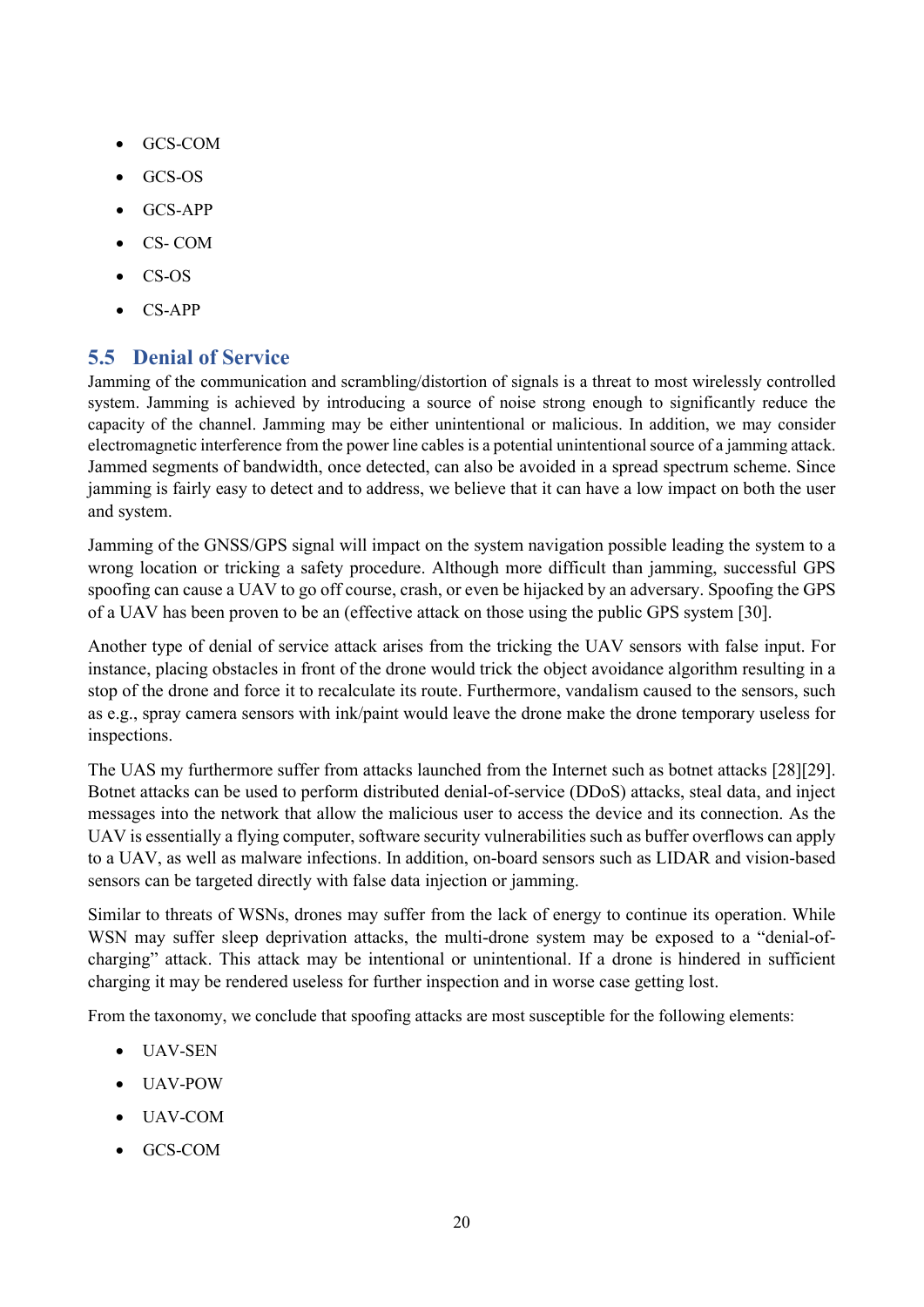- GCS-COM
- GCS-OS
- GCS-APP
- CS- COM
- CS-OS
- CS-APP

## 5.5 Denial of Service

Jamming of the communication and scrambling/distortion of signals is a threat to most wirelessly controlled system. Jamming is achieved by introducing a source of noise strong enough to significantly reduce the capacity of the channel. Jamming may be either unintentional or malicious. In addition, we may consider electromagnetic interference from the power line cables is a potential unintentional source of a jamming attack. Jammed segments of bandwidth, once detected, can also be avoided in a spread spectrum scheme. Since jamming is fairly easy to detect and to address, we believe that it can have a low impact on both the user and system.

Jamming of the GNSS/GPS signal will impact on the system navigation possible leading the system to a wrong location or tricking a safety procedure. Although more difficult than jamming, successful GPS spoofing can cause a UAV to go off course, crash, or even be hijacked by an adversary. Spoofing the GPS of a UAV has been proven to be an (effective attack on those using the public GPS system [30].

Another type of denial of service attack arises from the tricking the UAV sensors with false input. For instance, placing obstacles in front of the drone would trick the object avoidance algorithm resulting in a stop of the drone and force it to recalculate its route. Furthermore, vandalism caused to the sensors, such as e.g., spray camera sensors with ink/paint would leave the drone make the drone temporary useless for inspections.

The UAS my furthermore suffer from attacks launched from the Internet such as botnet attacks [28][29]. Botnet attacks can be used to perform distributed denial-of-service (DDoS) attacks, steal data, and inject messages into the network that allow the malicious user to access the device and its connection. As the UAV is essentially a flying computer, software security vulnerabilities such as buffer overflows can apply to a UAV, as well as malware infections. In addition, on-board sensors such as LIDAR and vision-based sensors can be targeted directly with false data injection or jamming.

Similar to threats of WSNs, drones may suffer from the lack of energy to continue its operation. While WSN may suffer sleep deprivation attacks, the multi-drone system may be exposed to a "denial-of-charging" attack. This attack may be intentional or unintentional. If a drone is hindered in sufficient charging it may be rendered useless for further inspection and in worse case getting lost.

From the taxonomy, we conclude that spoofing attacks are most susceptible for the following elements:

- UAV-SEN
- UAV-POW
- UAV-COM
- GCS-COM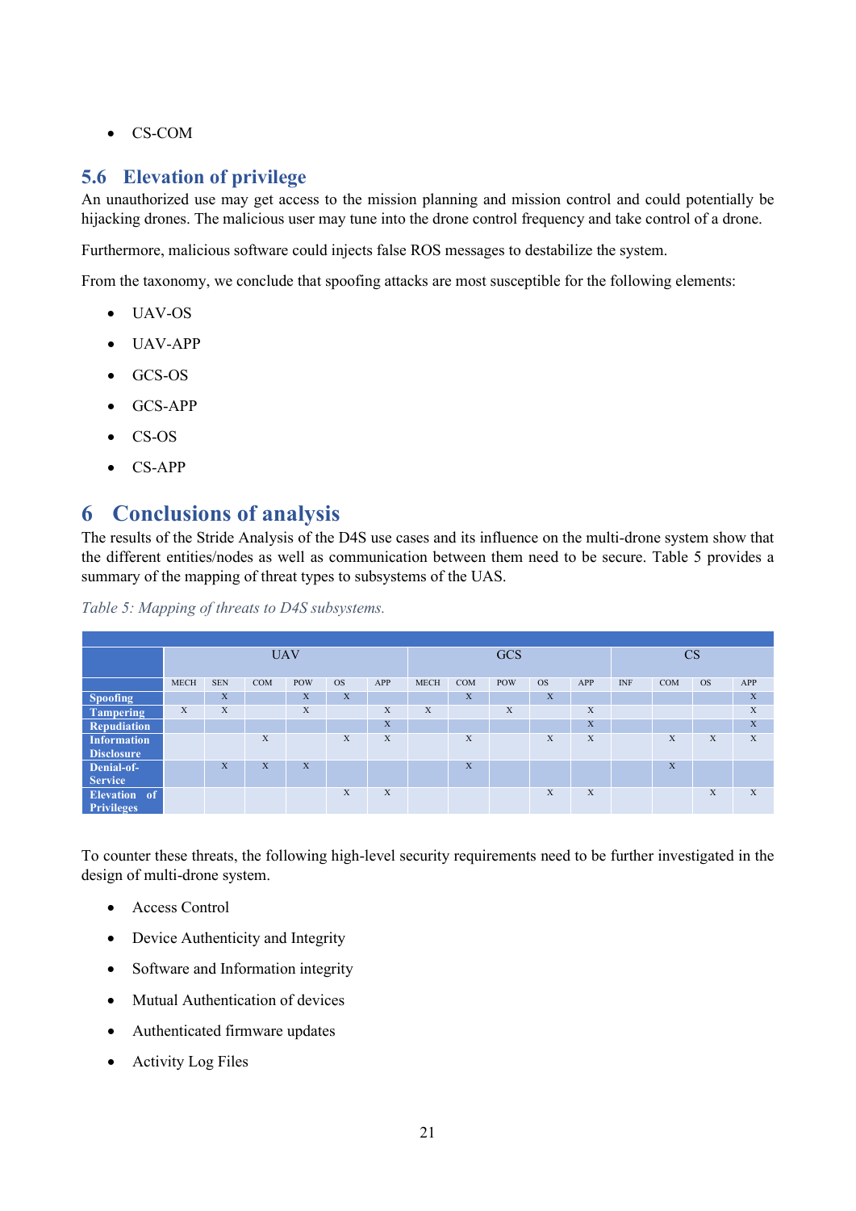- CS-COM

## 5.6 Elevation of privilege

An unauthorized use may get access to the mission planning and mission control and could potentially be hijacking drones. The malicious user may tune into the drone control frequency and take control of a drone.

Furthermore, malicious software could injects false ROS messages to destabilize the system.

From the taxonomy, we conclude that spoofing attacks are most susceptible for the following elements:

- UAV-OS
- UAV-APP
- GCS-OS
- GCS-APP
- CS-OS
- CS-APP

# 6 Conclusions of analysis

The results of the Stride Analysis of the D4S use cases and its influence on the multi-drone system show that the different entities/nodes as well as communication between them need to be secure. Table 5 provides a summary of the mapping of threat types to subsystems of the UAS.

*Table 5: Mapping of threats to D4S subsystems.*

| | UAV | | | | | | GCS | | | | | CS | | | |
|---|---|---|---|---|---|---|---|---|---|---|---|---|---|---|---|
| | MECH | SEN | COM | POW | OS | APP | MECH | COM | POW | OS | APP | INF | COM | OS | APP |
| **Spoofing** | | X | | X | X | | | X | | X | | | | | X |
| **Tampering** | X | X | | X | | X | X | | X | | X | | | | X |
| **Repudiation** | | | | | | X | | | | | X | | | | X |
| **Information Disclosure** | | | X | | X | X | | X | | X | X | | X | X | X |
| **Denial-of-Service** | | X | X | X | | | | X | | | | | X | | |
| **Elevation of Privileges** | | | | | X | X | | | | X | X | | | X | X |

To counter these threats, the following high-level security requirements need to be further investigated in the design of multi-drone system.

- Access Control
- Device Authenticity and Integrity
- Software and Information integrity
- Mutual Authentication of devices
- Authenticated firmware updates
- Activity Log Files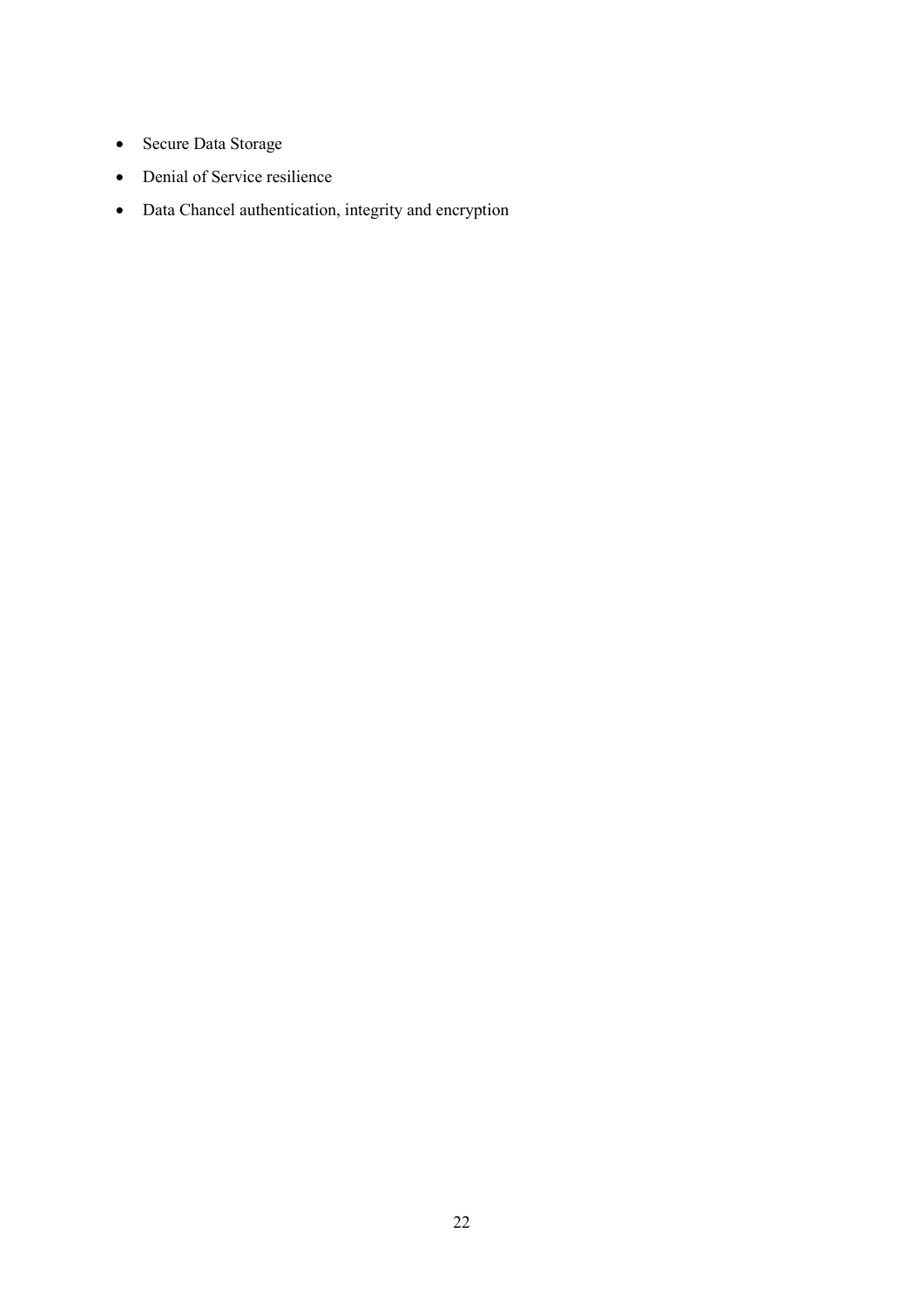- Secure Data Storage
- Denial of Service resilience
- Data Chancel authentication, integrity and encryption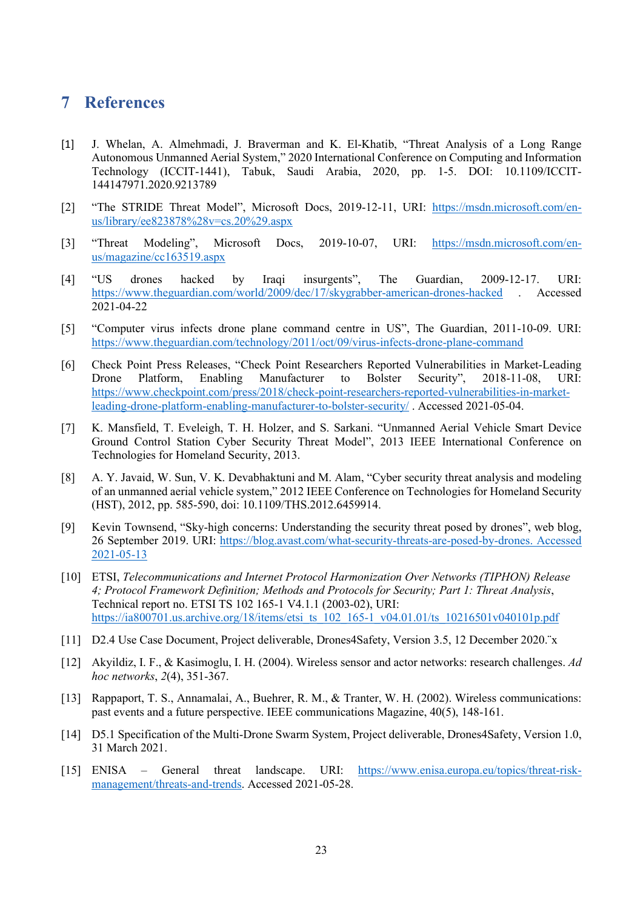# 7 References

[1] J. Whelan, A. Almehmadi, J. Braverman and K. El-Khatib, "Threat Analysis of a Long Range Autonomous Unmanned Aerial System," 2020 International Conference on Computing and Information Technology (ICCIT-1441), Tabuk, Saudi Arabia, 2020, pp. 1-5. DOI: 10.1109/ICCIT-144147971.2020.9213789

[2] "The STRIDE Threat Model", Microsoft Docs, 2019-12-11, URI: https://msdn.microsoft.com/en-us/library/ee823878%28v=cs.20%29.aspx

[3] "Threat Modeling", Microsoft Docs, 2019-10-07, URI: https://msdn.microsoft.com/en-us/magazine/cc163519.aspx

[4] "US drones hacked by Iraqi insurgents", The Guardian, 2009-12-17. URI: https://www.theguardian.com/world/2009/dec/17/skygrabber-american-drones-hacked . Accessed 2021-04-22

[5] "Computer virus infects drone plane command centre in US", The Guardian, 2011-10-09. URI: https://www.theguardian.com/technology/2011/oct/09/virus-infects-drone-plane-command

[6] Check Point Press Releases, "Check Point Researchers Reported Vulnerabilities in Market-Leading Drone Platform, Enabling Manufacturer to Bolster Security", 2018-11-08, URI: https://www.checkpoint.com/press/2018/check-point-researchers-reported-vulnerabilities-in-market-leading-drone-platform-enabling-manufacturer-to-bolster-security/ . Accessed 2021-05-04.

[7] K. Mansfield, T. Eveleigh, T. H. Holzer, and S. Sarkani. "Unmanned Aerial Vehicle Smart Device Ground Control Station Cyber Security Threat Model", 2013 IEEE International Conference on Technologies for Homeland Security, 2013.

[8] A. Y. Javaid, W. Sun, V. K. Devabhaktuni and M. Alam, "Cyber security threat analysis and modeling of an unmanned aerial vehicle system," 2012 IEEE Conference on Technologies for Homeland Security (HST), 2012, pp. 585-590, doi: 10.1109/THS.2012.6459914.

[9] Kevin Townsend, "Sky-high concerns: Understanding the security threat posed by drones", web blog, 26 September 2019. URI: https://blog.avast.com/what-security-threats-are-posed-by-drones. Accessed 2021-05-13

[10] ETSI, *Telecommunications and Internet Protocol Harmonization Over Networks (TIPHON) Release 4; Protocol Framework Definition; Methods and Protocols for Security; Part 1: Threat Analysis*, Technical report no. ETSI TS 102 165-1 V4.1.1 (2003-02), URI: https://ia800701.us.archive.org/18/items/etsi_ts_102_165-1_v04.01.01/ts_10216501v040101p.pdf

[11] D2.4 Use Case Document, Project deliverable, Drones4Safety, Version 3.5, 12 December 2020.¨x

[12] Akyildiz, I. F., & Kasimoglu, I. H. (2004). Wireless sensor and actor networks: research challenges. *Ad hoc networks*, *2*(4), 351-367.

[13] Rappaport, T. S., Annamalai, A., Buehrer, R. M., & Tranter, W. H. (2002). Wireless communications: past events and a future perspective. IEEE communications Magazine, 40(5), 148-161.

[14] D5.1 Specification of the Multi-Drone Swarm System, Project deliverable, Drones4Safety, Version 1.0, 31 March 2021.

[15] ENISA – General threat landscape. URI: https://www.enisa.europa.eu/topics/threat-risk-management/threats-and-trends. Accessed 2021-05-28.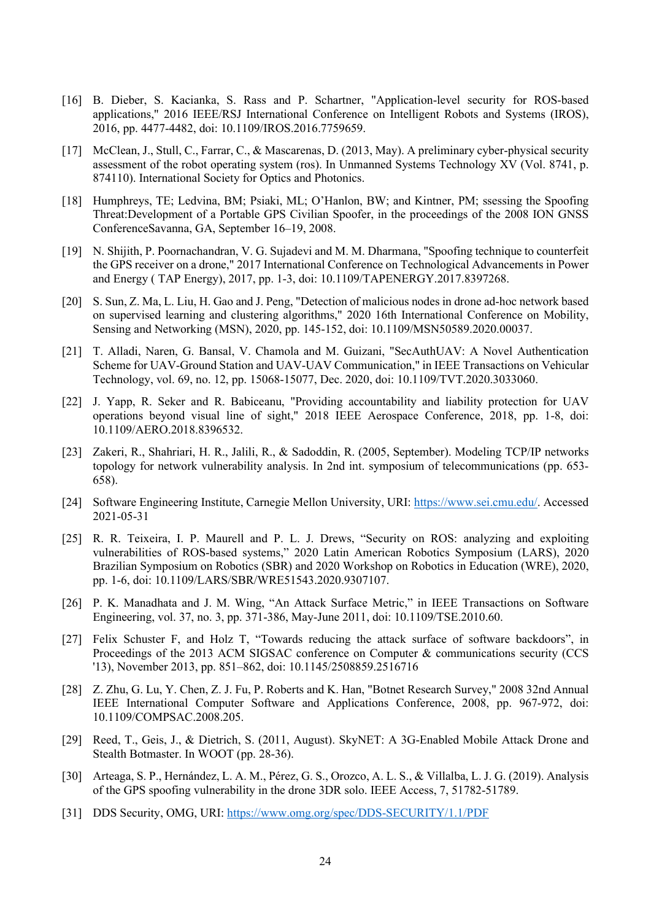[16] B. Dieber, S. Kacianka, S. Rass and P. Schartner, "Application-level security for ROS-based applications," 2016 IEEE/RSJ International Conference on Intelligent Robots and Systems (IROS), 2016, pp. 4477-4482, doi: 10.1109/IROS.2016.7759659.

[17] McClean, J., Stull, C., Farrar, C., & Mascarenas, D. (2013, May). A preliminary cyber-physical security assessment of the robot operating system (ros). In Unmanned Systems Technology XV (Vol. 8741, p. 874110). International Society for Optics and Photonics.

[18] Humphreys, TE; Ledvina, BM; Psiaki, ML; O'Hanlon, BW; and Kintner, PM; ssessing the Spoofing Threat:Development of a Portable GPS Civilian Spoofer, in the proceedings of the 2008 ION GNSS ConferenceSavanna, GA, September 16–19, 2008.

[19] N. Shijith, P. Poornachandran, V. G. Sujadevi and M. M. Dharmana, "Spoofing technique to counterfeit the GPS receiver on a drone," 2017 International Conference on Technological Advancements in Power and Energy ( TAP Energy), 2017, pp. 1-3, doi: 10.1109/TAPENERGY.2017.8397268.

[20] S. Sun, Z. Ma, L. Liu, H. Gao and J. Peng, "Detection of malicious nodes in drone ad-hoc network based on supervised learning and clustering algorithms," 2020 16th International Conference on Mobility, Sensing and Networking (MSN), 2020, pp. 145-152, doi: 10.1109/MSN50589.2020.00037.

[21] T. Alladi, Naren, G. Bansal, V. Chamola and M. Guizani, "SecAuthUAV: A Novel Authentication Scheme for UAV-Ground Station and UAV-UAV Communication," in IEEE Transactions on Vehicular Technology, vol. 69, no. 12, pp. 15068-15077, Dec. 2020, doi: 10.1109/TVT.2020.3033060.

[22] J. Yapp, R. Seker and R. Babiceanu, "Providing accountability and liability protection for UAV operations beyond visual line of sight," 2018 IEEE Aerospace Conference, 2018, pp. 1-8, doi: 10.1109/AERO.2018.8396532.

[23] Zakeri, R., Shahriari, H. R., Jalili, R., & Sadoddin, R. (2005, September). Modeling TCP/IP networks topology for network vulnerability analysis. In 2nd int. symposium of telecommunications (pp. 653-658).

[24] Software Engineering Institute, Carnegie Mellon University, URI: https://www.sei.cmu.edu/. Accessed 2021-05-31

[25] R. R. Teixeira, I. P. Maurell and P. L. J. Drews, "Security on ROS: analyzing and exploiting vulnerabilities of ROS-based systems," 2020 Latin American Robotics Symposium (LARS), 2020 Brazilian Symposium on Robotics (SBR) and 2020 Workshop on Robotics in Education (WRE), 2020, pp. 1-6, doi: 10.1109/LARS/SBR/WRE51543.2020.9307107.

[26] P. K. Manadhata and J. M. Wing, "An Attack Surface Metric," in IEEE Transactions on Software Engineering, vol. 37, no. 3, pp. 371-386, May-June 2011, doi: 10.1109/TSE.2010.60.

[27] Felix Schuster F, and Holz T, "Towards reducing the attack surface of software backdoors", in Proceedings of the 2013 ACM SIGSAC conference on Computer & communications security (CCS '13), November 2013, pp. 851–862, doi: 10.1145/2508859.2516716

[28] Z. Zhu, G. Lu, Y. Chen, Z. J. Fu, P. Roberts and K. Han, "Botnet Research Survey," 2008 32nd Annual IEEE International Computer Software and Applications Conference, 2008, pp. 967-972, doi: 10.1109/COMPSAC.2008.205.

[29] Reed, T., Geis, J., & Dietrich, S. (2011, August). SkyNET: A 3G-Enabled Mobile Attack Drone and Stealth Botmaster. In WOOT (pp. 28-36).

[30] Arteaga, S. P., Hernández, L. A. M., Pérez, G. S., Orozco, A. L. S., & Villalba, L. J. G. (2019). Analysis of the GPS spoofing vulnerability in the drone 3DR solo. IEEE Access, 7, 51782-51789.

[31] DDS Security, OMG, URI: https://www.omg.org/spec/DDS-SECURITY/1.1/PDF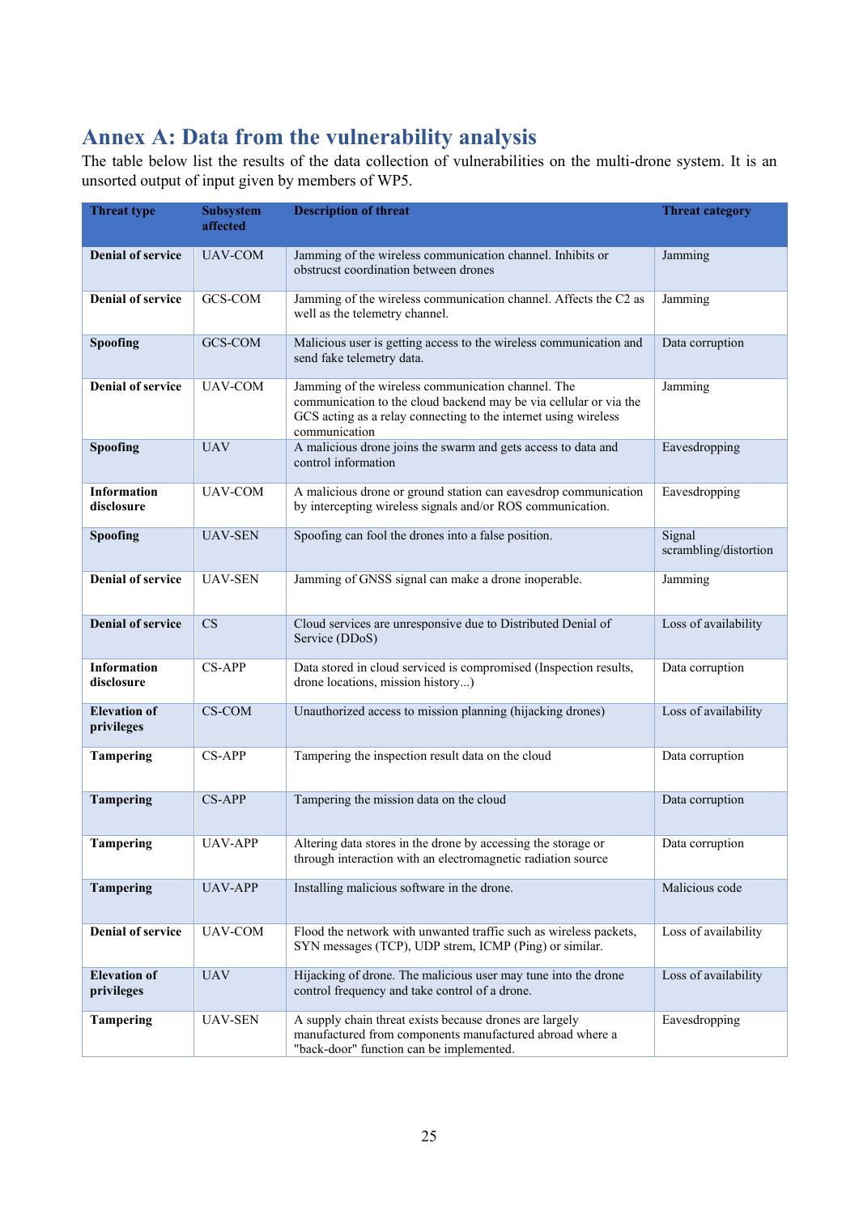# Annex A: Data from the vulnerability analysis

The table below list the results of the data collection of vulnerabilities on the multi-drone system. It is an unsorted output of input given by members of WP5.

| Threat type | Subsystem affected | Description of threat | Threat category |
|---|---|---|---|
| **Denial of service** | UAV-COM | Jamming of the wireless communication channel. Inhibits or obstrucst coordination between drones | Jamming |
| **Denial of service** | GCS-COM | Jamming of the wireless communication channel. Affects the C2 as well as the telemetry channel. | Jamming |
| **Spoofing** | GCS-COM | Malicious user is getting access to the wireless communication and send fake telemetry data. | Data corruption |
| **Denial of service** | UAV-COM | Jamming of the wireless communication channel. The communication to the cloud backend may be via cellular or via the GCS acting as a relay connecting to the internet using wireless communication | Jamming |
| **Spoofing** | UAV | A malicious drone joins the swarm and gets access to data and control information | Eavesdropping |
| **Information disclosure** | UAV-COM | A malicious drone or ground station can eavesdrop communication by intercepting wireless signals and/or ROS communication. | Eavesdropping |
| **Spoofing** | UAV-SEN | Spoofing can fool the drones into a false position. | Signal scrambling/distortion |
| **Denial of service** | UAV-SEN | Jamming of GNSS signal can make a drone inoperable. | Jamming |
| **Denial of service** | CS | Cloud services are unresponsive due to Distributed Denial of Service (DDoS) | Loss of availability |
| **Information disclosure** | CS-APP | Data stored in cloud serviced is compromised (Inspection results, drone locations, mission history...) | Data corruption |
| **Elevation of privileges** | CS-COM | Unauthorized access to mission planning (hijacking drones) | Loss of availability |
| **Tampering** | CS-APP | Tampering the inspection result data on the cloud | Data corruption |
| **Tampering** | CS-APP | Tampering the mission data on the cloud | Data corruption |
| **Tampering** | UAV-APP | Altering data stores in the drone by accessing the storage or through interaction with an electromagnetic radiation source | Data corruption |
| **Tampering** | UAV-APP | Installing malicious software in the drone. | Malicious code |
| **Denial of service** | UAV-COM | Flood the network with unwanted traffic such as wireless packets, SYN messages (TCP), UDP strem, ICMP (Ping) or similar. | Loss of availability |
| **Elevation of privileges** | UAV | Hijacking of drone. The malicious user may tune into the drone control frequency and take control of a drone. | Loss of availability |
| **Tampering** | UAV-SEN | A supply chain threat exists because drones are largely manufactured from components manufactured abroad where a "back-door" function can be implemented. | Eavesdropping |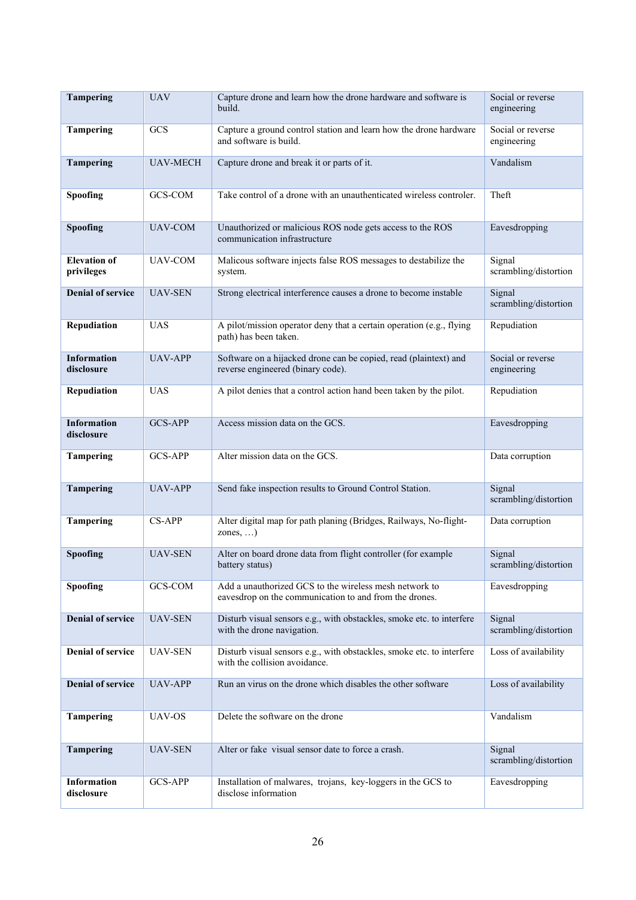| **Tampering** | UAV | Capture drone and learn how the drone hardware and software is build. | Social or reverse engineering |
|---|---|---|---|
| **Tampering** | GCS | Capture a ground control station and learn how the drone hardware and software is build. | Social or reverse engineering |
| **Tampering** | UAV-MECH | Capture drone and break it or parts of it. | Vandalism |
| **Spoofing** | GCS-COM | Take control of a drone with an unauthenticated wireless controler. | Theft |
| **Spoofing** | UAV-COM | Unauthorized or malicious ROS node gets access to the ROS communication infrastructure | Eavesdropping |
| **Elevation of privileges** | UAV-COM | Malicous software injects false ROS messages to destabilize the system. | Signal scrambling/distortion |
| **Denial of service** | UAV-SEN | Strong electrical interference causes a drone to become instable | Signal scrambling/distortion |
| **Repudiation** | UAS | A pilot/mission operator deny that a certain operation (e.g., flying path) has been taken. | Repudiation |
| **Information disclosure** | UAV-APP | Software on a hijacked drone can be copied, read (plaintext) and reverse engineered (binary code). | Social or reverse engineering |
| **Repudiation** | UAS | A pilot denies that a control action hand been taken by the pilot. | Repudiation |
| **Information disclosure** | GCS-APP | Access mission data on the GCS. | Eavesdropping |
| **Tampering** | GCS-APP | Alter mission data on the GCS. | Data corruption |
| **Tampering** | UAV-APP | Send fake inspection results to Ground Control Station. | Signal scrambling/distortion |
| **Tampering** | CS-APP | Alter digital map for path planing (Bridges, Railways, No-flight-zones, …) | Data corruption |
| **Spoofing** | UAV-SEN | Alter on board drone data from flight controller (for example battery status) | Signal scrambling/distortion |
| **Spoofing** | GCS-COM | Add a unauthorized GCS to the wireless mesh network to eavesdrop on the communication to and from the drones. | Eavesdropping |
| **Denial of service** | UAV-SEN | Disturb visual sensors e.g., with obstackles, smoke etc. to interfere with the drone navigation. | Signal scrambling/distortion |
| **Denial of service** | UAV-SEN | Disturb visual sensors e.g., with obstackles, smoke etc. to interfere with the collision avoidance. | Loss of availability |
| **Denial of service** | UAV-APP | Run an virus on the drone which disables the other software | Loss of availability |
| **Tampering** | UAV-OS | Delete the software on the drone | Vandalism |
| **Tampering** | UAV-SEN | Alter or fake visual sensor date to force a crash. | Signal scrambling/distortion |
| **Information disclosure** | GCS-APP | Installation of malwares, trojans, key-loggers in the GCS to disclose information | Eavesdropping |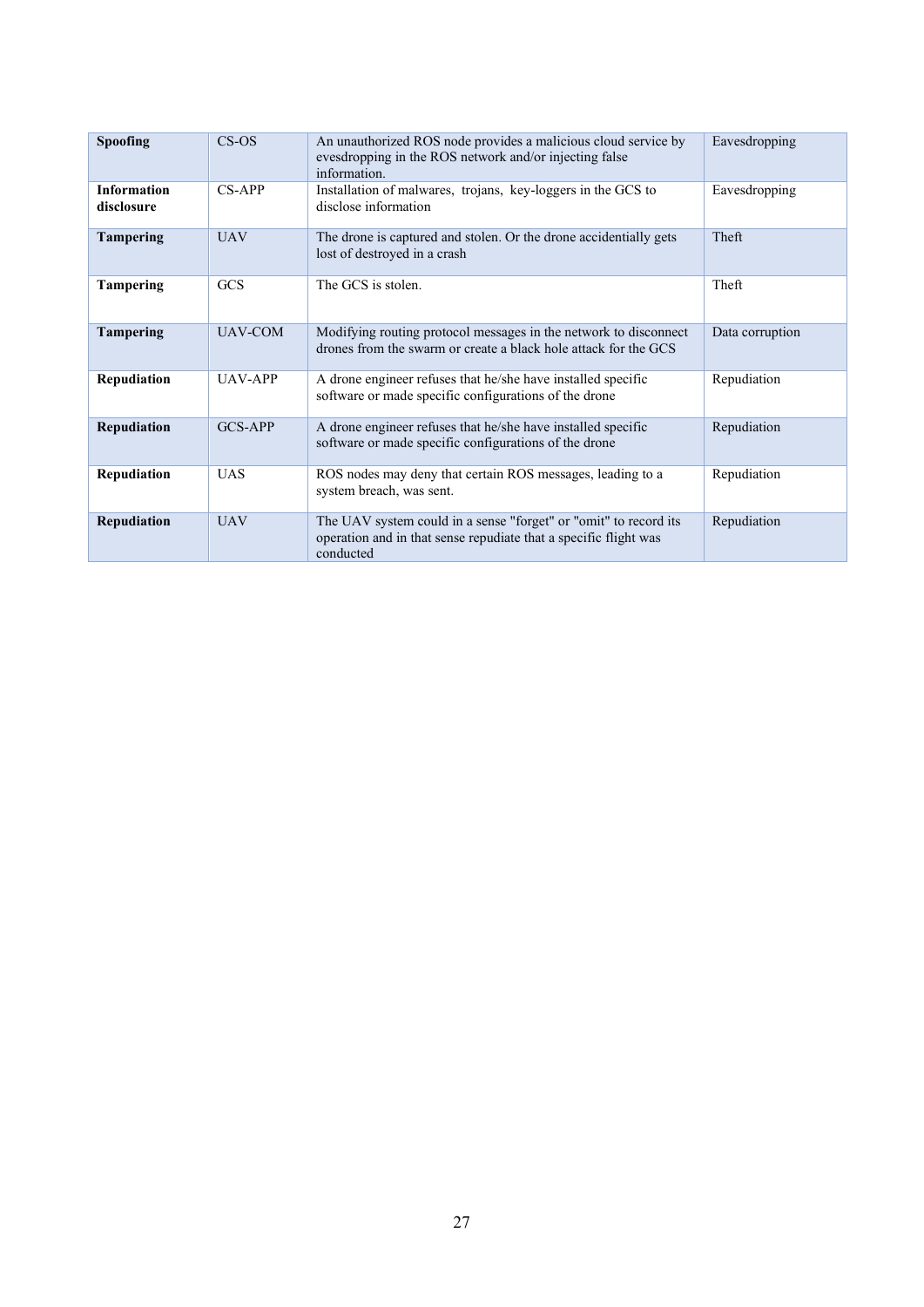| | | | |
|---|---|---|---|
| **Spoofing** | CS-OS | An unauthorized ROS node provides a malicious cloud service by evesdropping in the ROS network and/or injecting false information. | Eavesdropping |
| **Information disclosure** | CS-APP | Installation of malwares, trojans, key-loggers in the GCS to disclose information | Eavesdropping |
| **Tampering** | UAV | The drone is captured and stolen. Or the drone accidentially gets lost of destroyed in a crash | Theft |
| **Tampering** | GCS | The GCS is stolen. | Theft |
| **Tampering** | UAV-COM | Modifying routing protocol messages in the network to disconnect drones from the swarm or create a black hole attack for the GCS | Data corruption |
| **Repudiation** | UAV-APP | A drone engineer refuses that he/she have installed specific software or made specific configurations of the drone | Repudiation |
| **Repudiation** | GCS-APP | A drone engineer refuses that he/she have installed specific software or made specific configurations of the drone | Repudiation |
| **Repudiation** | UAS | ROS nodes may deny that certain ROS messages, leading to a system breach, was sent. | Repudiation |
| **Repudiation** | UAV | The UAV system could in a sense "forget" or "omit" to record its operation and in that sense repudiate that a specific flight was conducted | Repudiation |